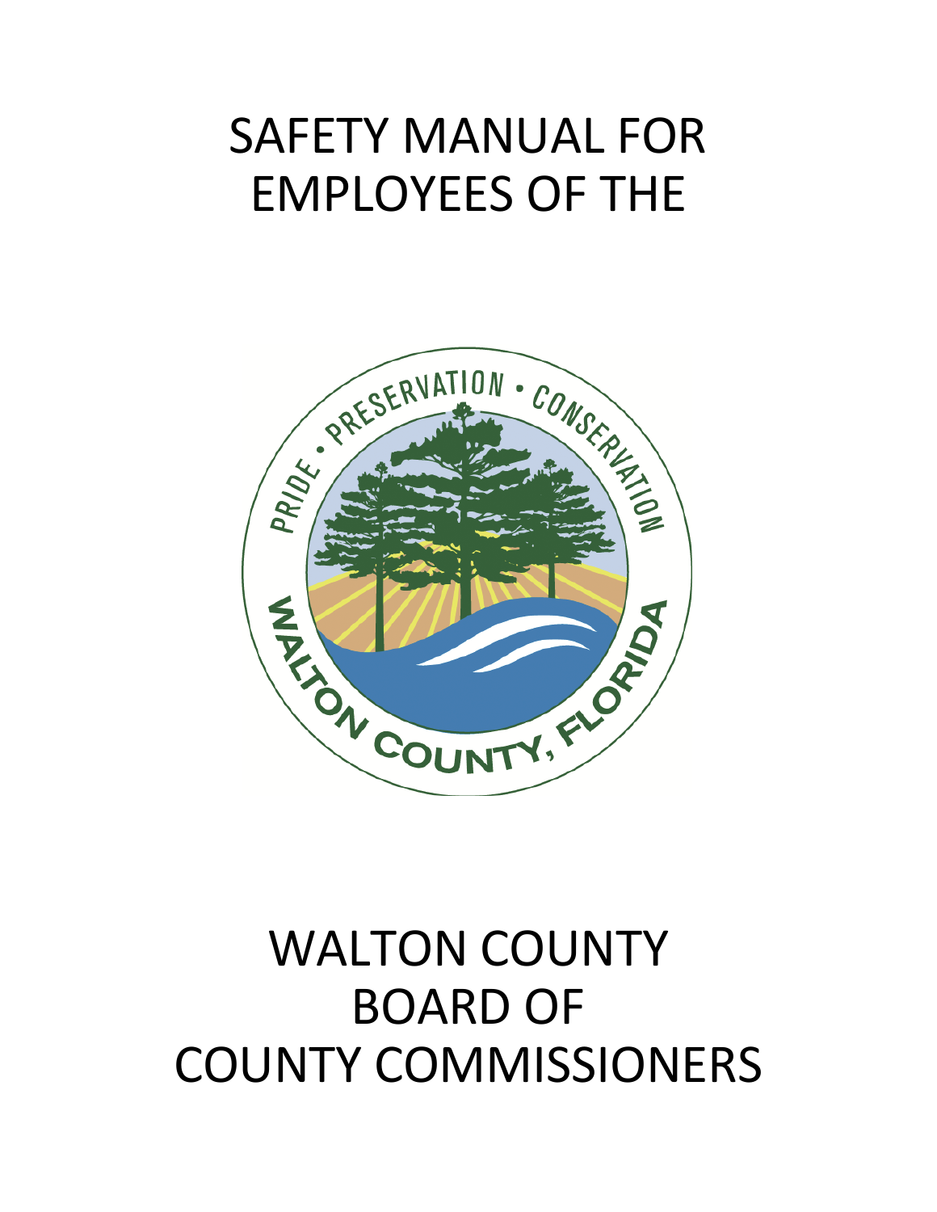# SAFETY MANUAL FOR EMPLOYEES OF THE

# WALTON COUNTY BOARD OF COUNTY COMMISSIONERS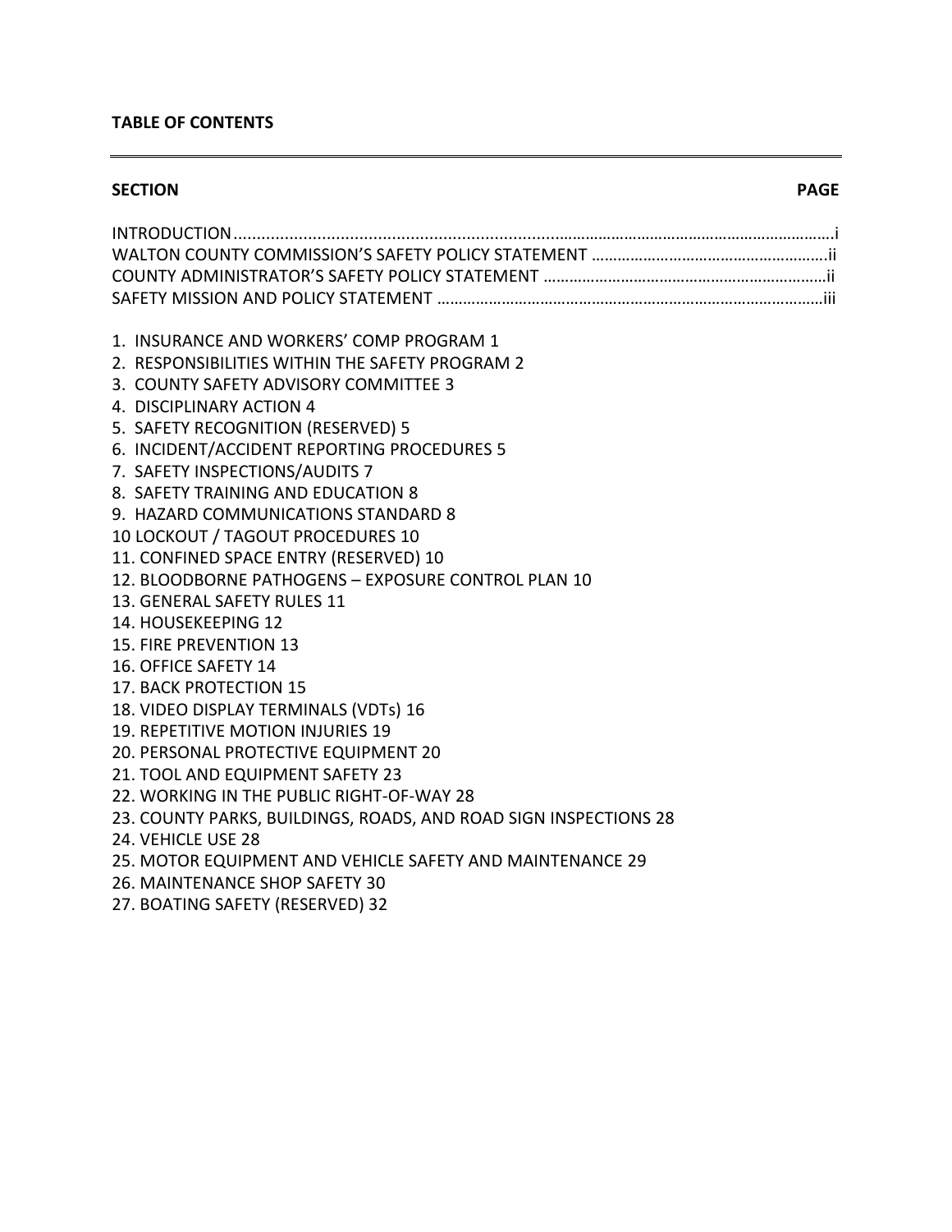**TABLE OF CONTENTS**

---

| SECTION | PAGE |
|---|---|
| INTRODUCTION | i |
| WALTON COUNTY COMMISSION'S SAFETY POLICY STATEMENT | ii |
| COUNTY ADMINISTRATOR'S SAFETY POLICY STATEMENT | ii |
| SAFETY MISSION AND POLICY STATEMENT | iii |

1. INSURANCE AND WORKERS' COMP PROGRAM 1
2. RESPONSIBILITIES WITHIN THE SAFETY PROGRAM 2
3. COUNTY SAFETY ADVISORY COMMITTEE 3
4. DISCIPLINARY ACTION 4
5. SAFETY RECOGNITION (RESERVED) 5
6. INCIDENT/ACCIDENT REPORTING PROCEDURES 5
7. SAFETY INSPECTIONS/AUDITS 7
8. SAFETY TRAINING AND EDUCATION 8
9. HAZARD COMMUNICATIONS STANDARD 8

10 LOCKOUT / TAGOUT PROCEDURES 10

11. CONFINED SPACE ENTRY (RESERVED) 10
12. BLOODBORNE PATHOGENS – EXPOSURE CONTROL PLAN 10
13. GENERAL SAFETY RULES 11
14. HOUSEKEEPING 12
15. FIRE PREVENTION 13
16. OFFICE SAFETY 14
17. BACK PROTECTION 15
18. VIDEO DISPLAY TERMINALS (VDTs) 16
19. REPETITIVE MOTION INJURIES 19
20. PERSONAL PROTECTIVE EQUIPMENT 20
21. TOOL AND EQUIPMENT SAFETY 23
22. WORKING IN THE PUBLIC RIGHT-OF-WAY 28
23. COUNTY PARKS, BUILDINGS, ROADS, AND ROAD SIGN INSPECTIONS 28
24. VEHICLE USE 28
25. MOTOR EQUIPMENT AND VEHICLE SAFETY AND MAINTENANCE 29
26. MAINTENANCE SHOP SAFETY 30
27. BOATING SAFETY (RESERVED) 32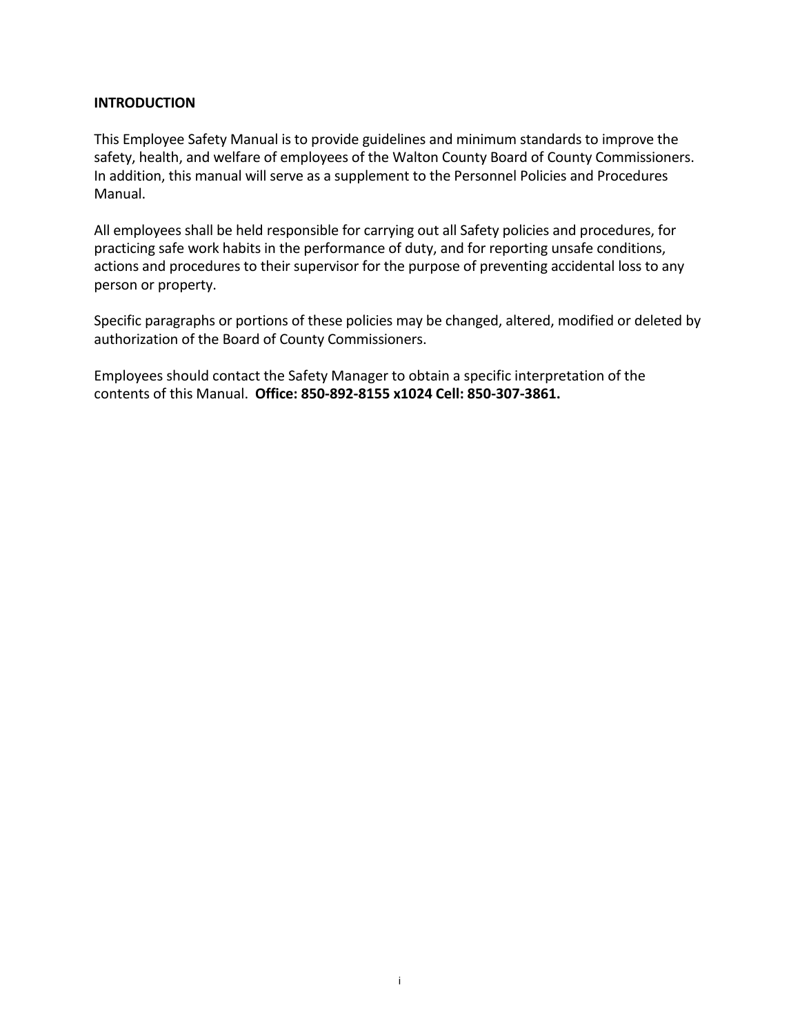## INTRODUCTION

This Employee Safety Manual is to provide guidelines and minimum standards to improve the safety, health, and welfare of employees of the Walton County Board of County Commissioners. In addition, this manual will serve as a supplement to the Personnel Policies and Procedures Manual.

All employees shall be held responsible for carrying out all Safety policies and procedures, for practicing safe work habits in the performance of duty, and for reporting unsafe conditions, actions and procedures to their supervisor for the purpose of preventing accidental loss to any person or property.

Specific paragraphs or portions of these policies may be changed, altered, modified or deleted by authorization of the Board of County Commissioners.

Employees should contact the Safety Manager to obtain a specific interpretation of the contents of this Manual. **Office: 850-892-8155 x1024 Cell: 850-307-3861.**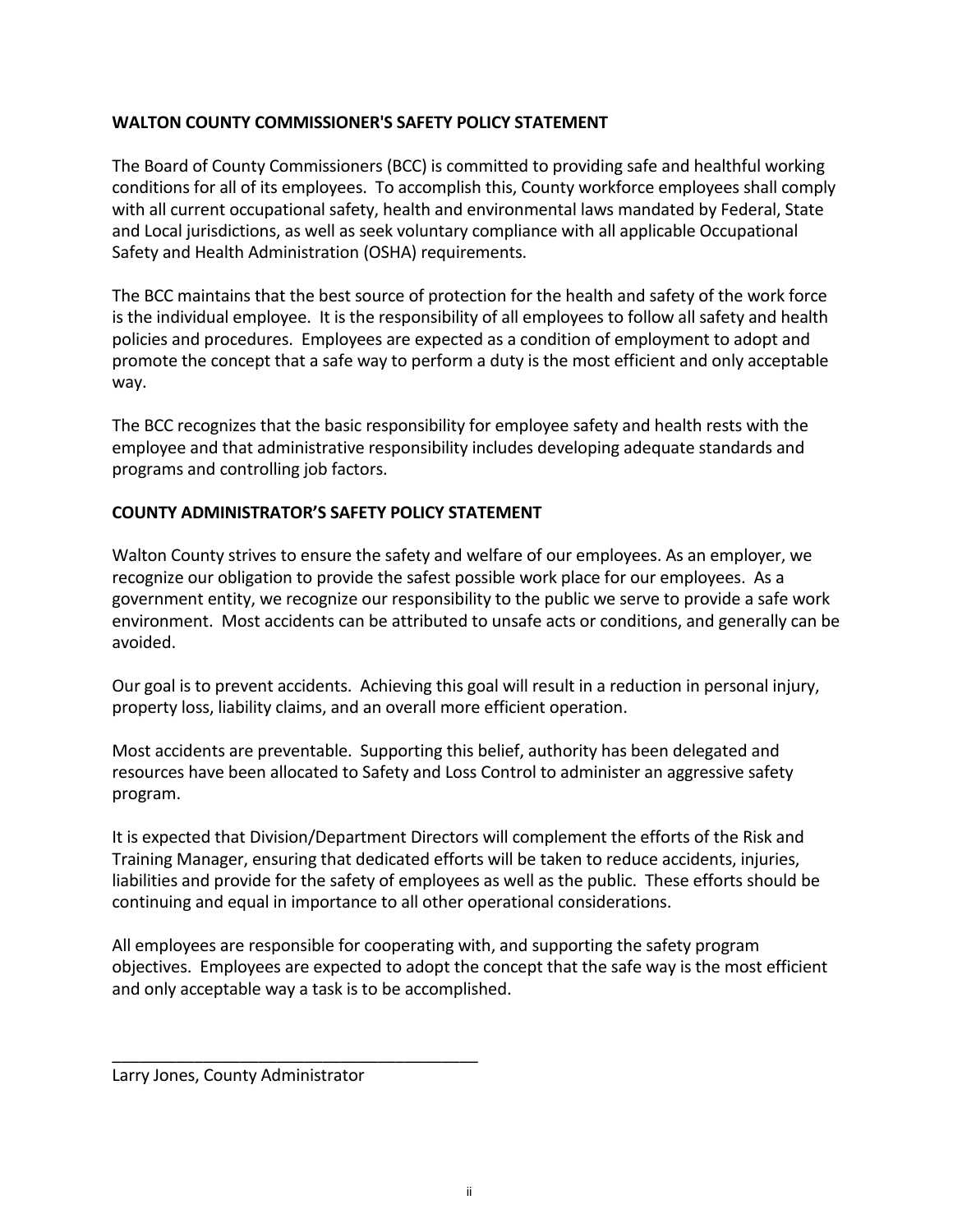**WALTON COUNTY COMMISSIONER'S SAFETY POLICY STATEMENT**

The Board of County Commissioners (BCC) is committed to providing safe and healthful working conditions for all of its employees. To accomplish this, County workforce employees shall comply with all current occupational safety, health and environmental laws mandated by Federal, State and Local jurisdictions, as well as seek voluntary compliance with all applicable Occupational Safety and Health Administration (OSHA) requirements.

The BCC maintains that the best source of protection for the health and safety of the work force is the individual employee. It is the responsibility of all employees to follow all safety and health policies and procedures. Employees are expected as a condition of employment to adopt and promote the concept that a safe way to perform a duty is the most efficient and only acceptable way.

The BCC recognizes that the basic responsibility for employee safety and health rests with the employee and that administrative responsibility includes developing adequate standards and programs and controlling job factors.

**COUNTY ADMINISTRATOR'S SAFETY POLICY STATEMENT**

Walton County strives to ensure the safety and welfare of our employees. As an employer, we recognize our obligation to provide the safest possible work place for our employees. As a government entity, we recognize our responsibility to the public we serve to provide a safe work environment. Most accidents can be attributed to unsafe acts or conditions, and generally can be avoided.

Our goal is to prevent accidents. Achieving this goal will result in a reduction in personal injury, property loss, liability claims, and an overall more efficient operation.

Most accidents are preventable. Supporting this belief, authority has been delegated and resources have been allocated to Safety and Loss Control to administer an aggressive safety program.

It is expected that Division/Department Directors will complement the efforts of the Risk and Training Manager, ensuring that dedicated efforts will be taken to reduce accidents, injuries, liabilities and provide for the safety of employees as well as the public. These efforts should be continuing and equal in importance to all other operational considerations.

All employees are responsible for cooperating with, and supporting the safety program objectives. Employees are expected to adopt the concept that the safe way is the most efficient and only acceptable way a task is to be accomplished.

\_\_\_\_\_\_\_\_\_\_\_\_\_\_\_\_\_\_\_\_\_\_\_\_\_\_\_\_\_\_\_\_\_\_\_\_\_\_\_\_

Larry Jones, County Administrator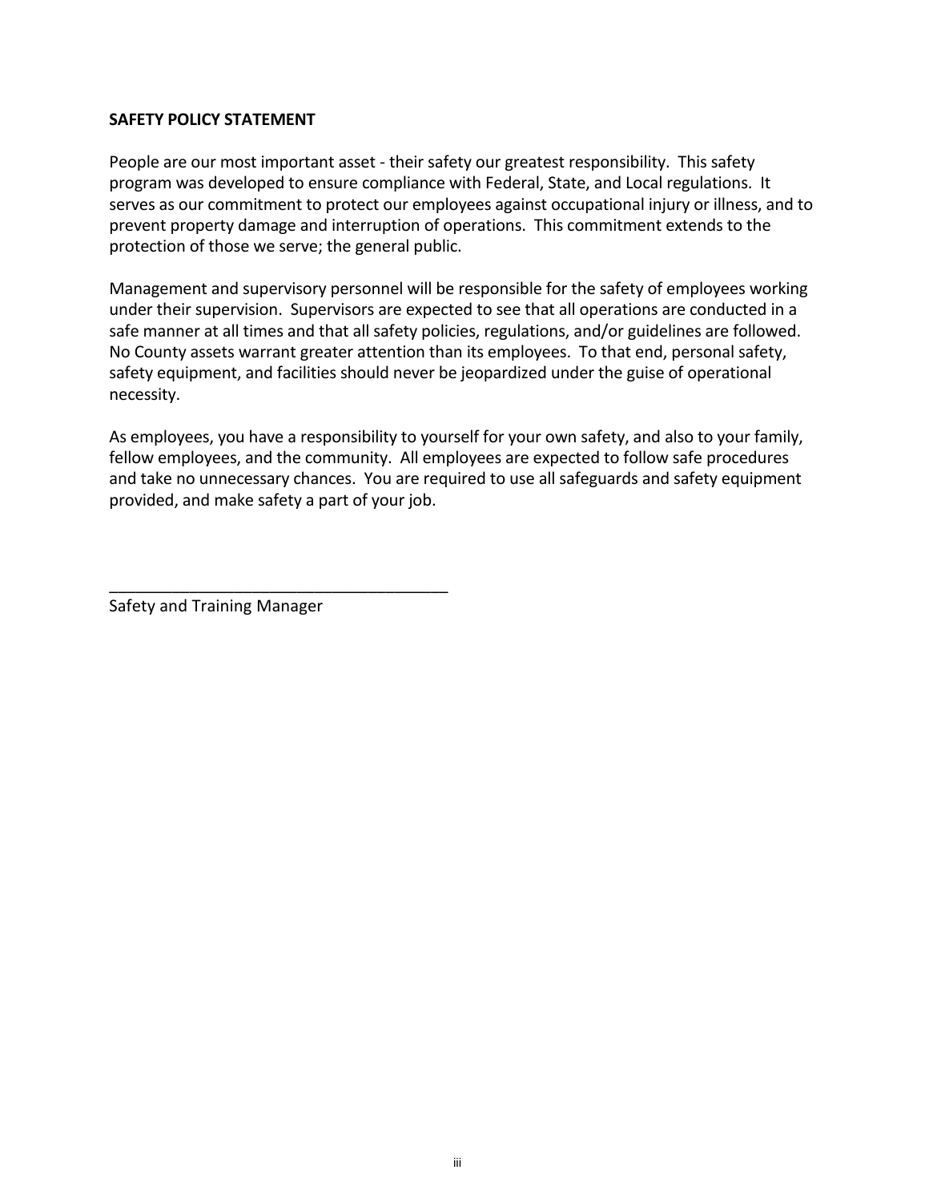## SAFETY POLICY STATEMENT

People are our most important asset - their safety our greatest responsibility. This safety program was developed to ensure compliance with Federal, State, and Local regulations. It serves as our commitment to protect our employees against occupational injury or illness, and to prevent property damage and interruption of operations. This commitment extends to the protection of those we serve; the general public.

Management and supervisory personnel will be responsible for the safety of employees working under their supervision. Supervisors are expected to see that all operations are conducted in a safe manner at all times and that all safety policies, regulations, and/or guidelines are followed. No County assets warrant greater attention than its employees. To that end, personal safety, safety equipment, and facilities should never be jeopardized under the guise of operational necessity.

As employees, you have a responsibility to yourself for your own safety, and also to your family, fellow employees, and the community. All employees are expected to follow safe procedures and take no unnecessary chances. You are required to use all safeguards and safety equipment provided, and make safety a part of your job.

\_\_\_\_\_\_\_\_\_\_\_\_\_\_\_\_\_\_\_\_\_\_\_\_\_\_\_\_\_\_\_\_\_\_\_\_\_\_\_

Safety and Training Manager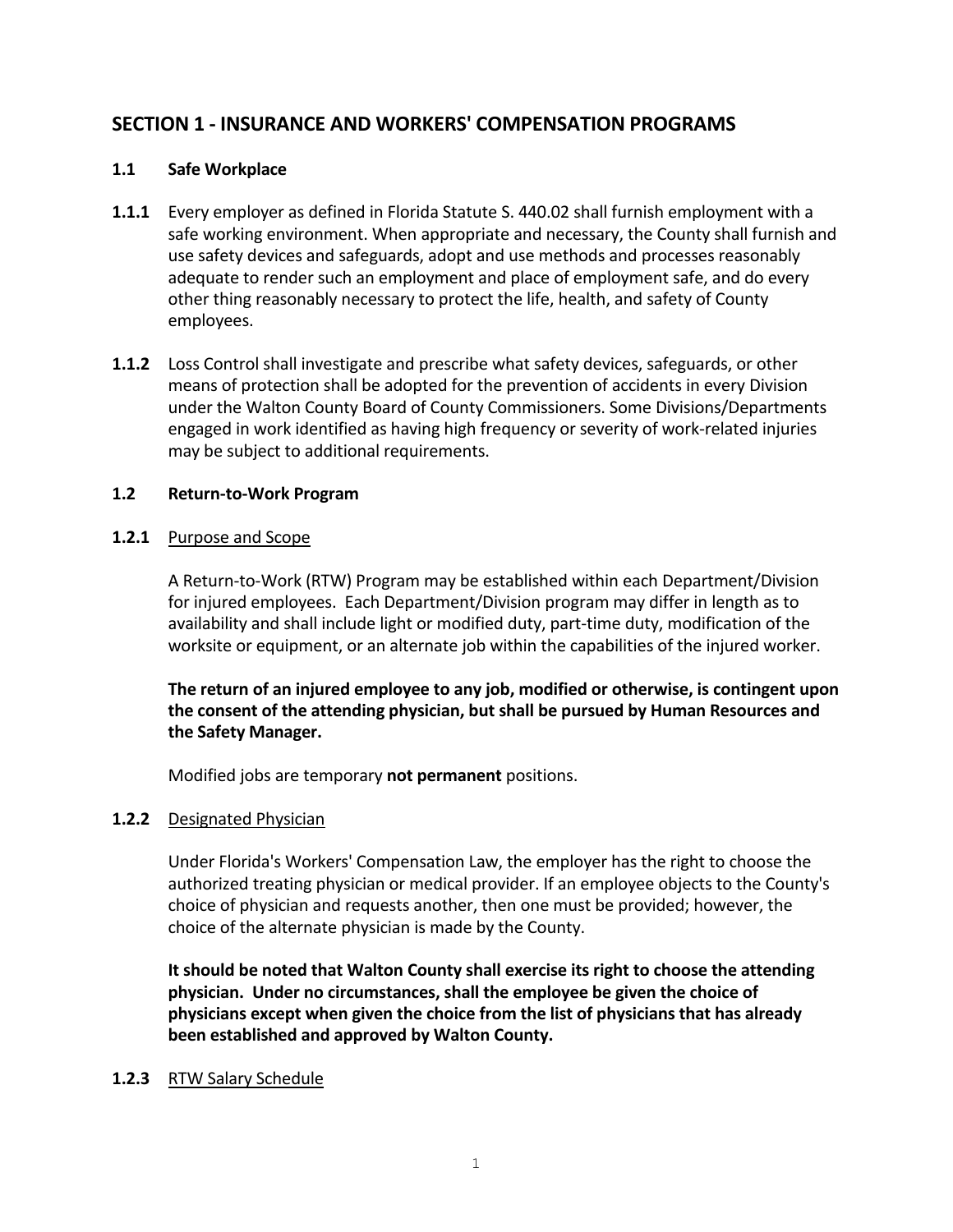## SECTION 1 - INSURANCE AND WORKERS' COMPENSATION PROGRAMS

### 1.1 Safe Workplace

**1.1.1** Every employer as defined in Florida Statute S. 440.02 shall furnish employment with a safe working environment. When appropriate and necessary, the County shall furnish and use safety devices and safeguards, adopt and use methods and processes reasonably adequate to render such an employment and place of employment safe, and do every other thing reasonably necessary to protect the life, health, and safety of County employees.

**1.1.2** Loss Control shall investigate and prescribe what safety devices, safeguards, or other means of protection shall be adopted for the prevention of accidents in every Division under the Walton County Board of County Commissioners. Some Divisions/Departments engaged in work identified as having high frequency or severity of work-related injuries may be subject to additional requirements.

### 1.2 Return-to-Work Program

**1.2.1** Purpose and Scope

A Return-to-Work (RTW) Program may be established within each Department/Division for injured employees. Each Department/Division program may differ in length as to availability and shall include light or modified duty, part-time duty, modification of the worksite or equipment, or an alternate job within the capabilities of the injured worker.

**The return of an injured employee to any job, modified or otherwise, is contingent upon the consent of the attending physician, but shall be pursued by Human Resources and the Safety Manager.**

Modified jobs are temporary **not permanent** positions.

**1.2.2** Designated Physician

Under Florida's Workers' Compensation Law, the employer has the right to choose the authorized treating physician or medical provider. If an employee objects to the County's choice of physician and requests another, then one must be provided; however, the choice of the alternate physician is made by the County.

**It should be noted that Walton County shall exercise its right to choose the attending physician. Under no circumstances, shall the employee be given the choice of physicians except when given the choice from the list of physicians that has already been established and approved by Walton County.**

**1.2.3** RTW Salary Schedule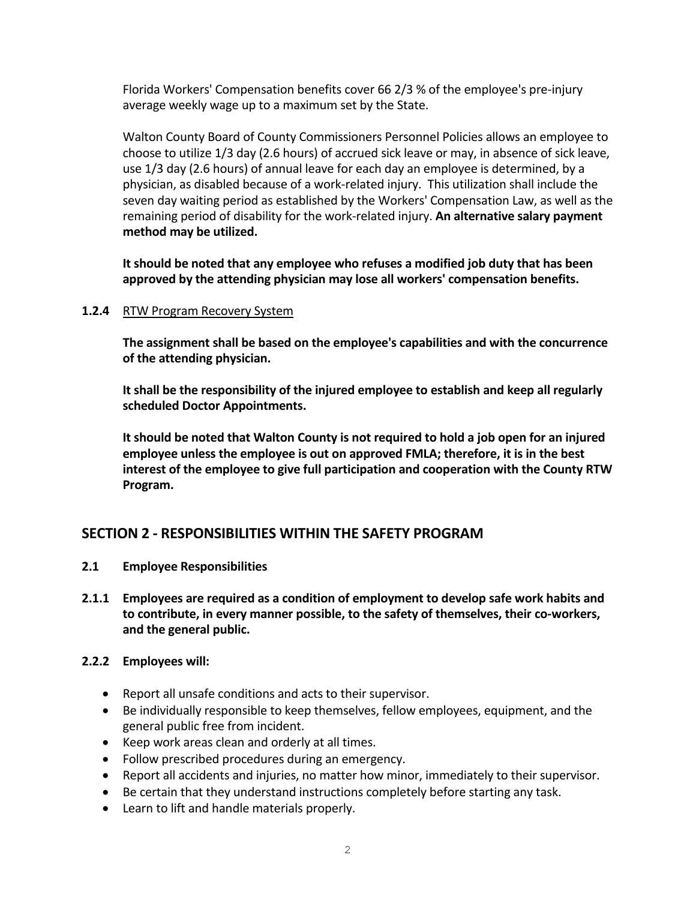Florida Workers' Compensation benefits cover 66 2/3 % of the employee's pre-injury average weekly wage up to a maximum set by the State.

Walton County Board of County Commissioners Personnel Policies allows an employee to choose to utilize 1/3 day (2.6 hours) of accrued sick leave or may, in absence of sick leave, use 1/3 day (2.6 hours) of annual leave for each day an employee is determined, by a physician, as disabled because of a work-related injury. This utilization shall include the seven day waiting period as established by the Workers' Compensation Law, as well as the remaining period of disability for the work-related injury. **An alternative salary payment method may be utilized.**

**It should be noted that any employee who refuses a modified job duty that has been approved by the attending physician may lose all workers' compensation benefits.**

**1.2.4** RTW Program Recovery System

**The assignment shall be based on the employee's capabilities and with the concurrence of the attending physician.**

**It shall be the responsibility of the injured employee to establish and keep all regularly scheduled Doctor Appointments.**

**It should be noted that Walton County is not required to hold a job open for an injured employee unless the employee is out on approved FMLA; therefore, it is in the best interest of the employee to give full participation and cooperation with the County RTW Program.**

## SECTION 2 - RESPONSIBILITIES WITHIN THE SAFETY PROGRAM

**2.1 Employee Responsibilities**

**2.1.1 Employees are required as a condition of employment to develop safe work habits and to contribute, in every manner possible, to the safety of themselves, their co-workers, and the general public.**

**2.2.2 Employees will:**

- Report all unsafe conditions and acts to their supervisor.
- Be individually responsible to keep themselves, fellow employees, equipment, and the general public free from incident.
- Keep work areas clean and orderly at all times.
- Follow prescribed procedures during an emergency.
- Report all accidents and injuries, no matter how minor, immediately to their supervisor.
- Be certain that they understand instructions completely before starting any task.
- Learn to lift and handle materials properly.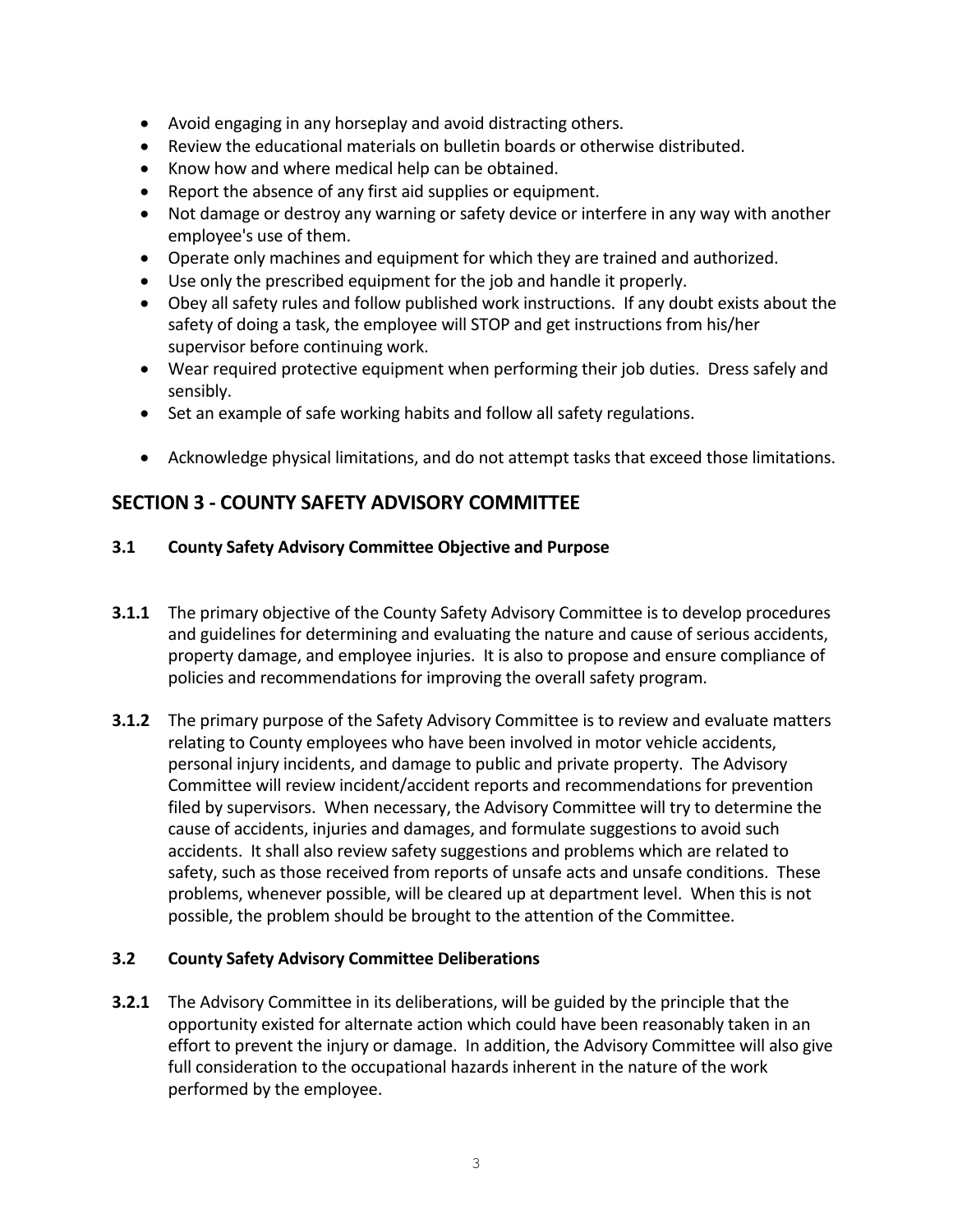- Avoid engaging in any horseplay and avoid distracting others.
- Review the educational materials on bulletin boards or otherwise distributed.
- Know how and where medical help can be obtained.
- Report the absence of any first aid supplies or equipment.
- Not damage or destroy any warning or safety device or interfere in any way with another employee's use of them.
- Operate only machines and equipment for which they are trained and authorized.
- Use only the prescribed equipment for the job and handle it properly.
- Obey all safety rules and follow published work instructions. If any doubt exists about the safety of doing a task, the employee will STOP and get instructions from his/her supervisor before continuing work.
- Wear required protective equipment when performing their job duties. Dress safely and sensibly.
- Set an example of safe working habits and follow all safety regulations.
- Acknowledge physical limitations, and do not attempt tasks that exceed those limitations.

## SECTION 3 - COUNTY SAFETY ADVISORY COMMITTEE

### 3.1 County Safety Advisory Committee Objective and Purpose

**3.1.1** The primary objective of the County Safety Advisory Committee is to develop procedures and guidelines for determining and evaluating the nature and cause of serious accidents, property damage, and employee injuries. It is also to propose and ensure compliance of policies and recommendations for improving the overall safety program.

**3.1.2** The primary purpose of the Safety Advisory Committee is to review and evaluate matters relating to County employees who have been involved in motor vehicle accidents, personal injury incidents, and damage to public and private property. The Advisory Committee will review incident/accident reports and recommendations for prevention filed by supervisors. When necessary, the Advisory Committee will try to determine the cause of accidents, injuries and damages, and formulate suggestions to avoid such accidents. It shall also review safety suggestions and problems which are related to safety, such as those received from reports of unsafe acts and unsafe conditions. These problems, whenever possible, will be cleared up at department level. When this is not possible, the problem should be brought to the attention of the Committee.

### 3.2 County Safety Advisory Committee Deliberations

**3.2.1** The Advisory Committee in its deliberations, will be guided by the principle that the opportunity existed for alternate action which could have been reasonably taken in an effort to prevent the injury or damage. In addition, the Advisory Committee will also give full consideration to the occupational hazards inherent in the nature of the work performed by the employee.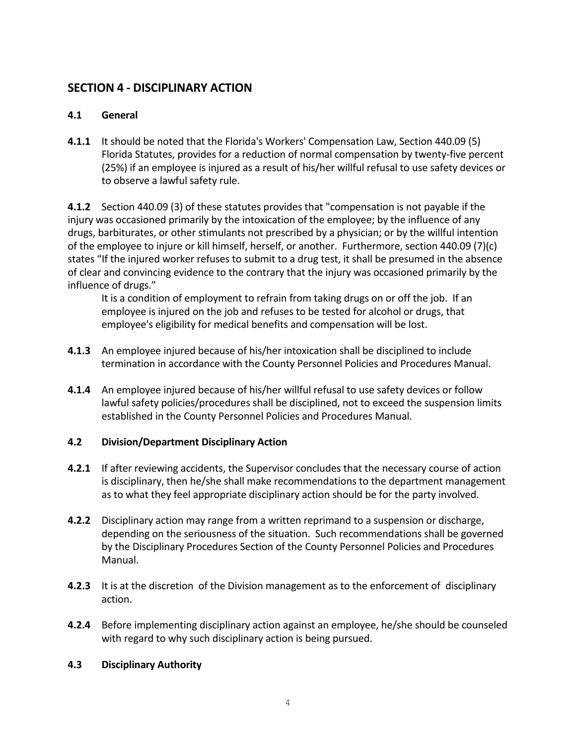## SECTION 4 - DISCIPLINARY ACTION

### 4.1 General

**4.1.1** It should be noted that the Florida's Workers' Compensation Law, Section 440.09 (5) Florida Statutes, provides for a reduction of normal compensation by twenty-five percent (25%) if an employee is injured as a result of his/her willful refusal to use safety devices or to observe a lawful safety rule.

**4.1.2** Section 440.09 (3) of these statutes provides that "compensation is not payable if the injury was occasioned primarily by the intoxication of the employee; by the influence of any drugs, barbiturates, or other stimulants not prescribed by a physician; or by the willful intention of the employee to injure or kill himself, herself, or another. Furthermore, section 440.09 (7)(c) states "If the injured worker refuses to submit to a drug test, it shall be presumed in the absence of clear and convincing evidence to the contrary that the injury was occasioned primarily by the influence of drugs."

It is a condition of employment to refrain from taking drugs on or off the job. If an employee is injured on the job and refuses to be tested for alcohol or drugs, that employee's eligibility for medical benefits and compensation will be lost.

**4.1.3** An employee injured because of his/her intoxication shall be disciplined to include termination in accordance with the County Personnel Policies and Procedures Manual.

**4.1.4** An employee injured because of his/her willful refusal to use safety devices or follow lawful safety policies/procedures shall be disciplined, not to exceed the suspension limits established in the County Personnel Policies and Procedures Manual.

### 4.2 Division/Department Disciplinary Action

**4.2.1** If after reviewing accidents, the Supervisor concludes that the necessary course of action is disciplinary, then he/she shall make recommendations to the department management as to what they feel appropriate disciplinary action should be for the party involved.

**4.2.2** Disciplinary action may range from a written reprimand to a suspension or discharge, depending on the seriousness of the situation. Such recommendations shall be governed by the Disciplinary Procedures Section of the County Personnel Policies and Procedures Manual.

**4.2.3** It is at the discretion of the Division management as to the enforcement of disciplinary action.

**4.2.4** Before implementing disciplinary action against an employee, he/she should be counseled with regard to why such disciplinary action is being pursued.

### 4.3 Disciplinary Authority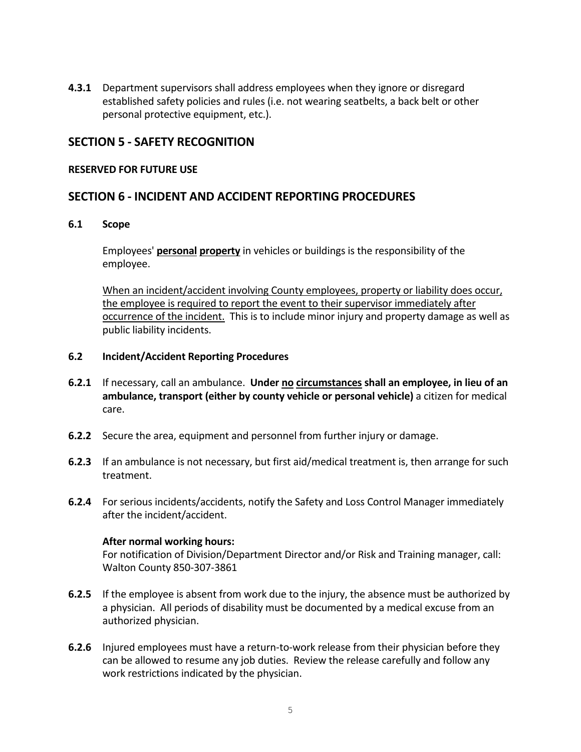**4.3.1** Department supervisors shall address employees when they ignore or disregard established safety policies and rules (i.e. not wearing seatbelts, a back belt or other personal protective equipment, etc.).

## SECTION 5 - SAFETY RECOGNITION

**RESERVED FOR FUTURE USE**

## SECTION 6 - INCIDENT AND ACCIDENT REPORTING PROCEDURES

**6.1 Scope**

Employees' <u>**personal**</u> <u>**property**</u> in vehicles or buildings is the responsibility of the employee.

<u>When an incident/accident involving County employees, property or liability does occur, the employee is required to report the event to their supervisor immediately after occurrence of the incident.</u> This is to include minor injury and property damage as well as public liability incidents.

**6.2 Incident/Accident Reporting Procedures**

**6.2.1** If necessary, call an ambulance. **Under <u>no</u> <u>circumstances</u> shall an employee, in lieu of an ambulance, transport (either by county vehicle or personal vehicle)** a citizen for medical care.

**6.2.2** Secure the area, equipment and personnel from further injury or damage.

**6.2.3** If an ambulance is not necessary, but first aid/medical treatment is, then arrange for such treatment.

**6.2.4** For serious incidents/accidents, notify the Safety and Loss Control Manager immediately after the incident/accident.

**After normal working hours:**
For notification of Division/Department Director and/or Risk and Training manager, call: Walton County 850-307-3861

**6.2.5** If the employee is absent from work due to the injury, the absence must be authorized by a physician. All periods of disability must be documented by a medical excuse from an authorized physician.

**6.2.6** Injured employees must have a return-to-work release from their physician before they can be allowed to resume any job duties. Review the release carefully and follow any work restrictions indicated by the physician.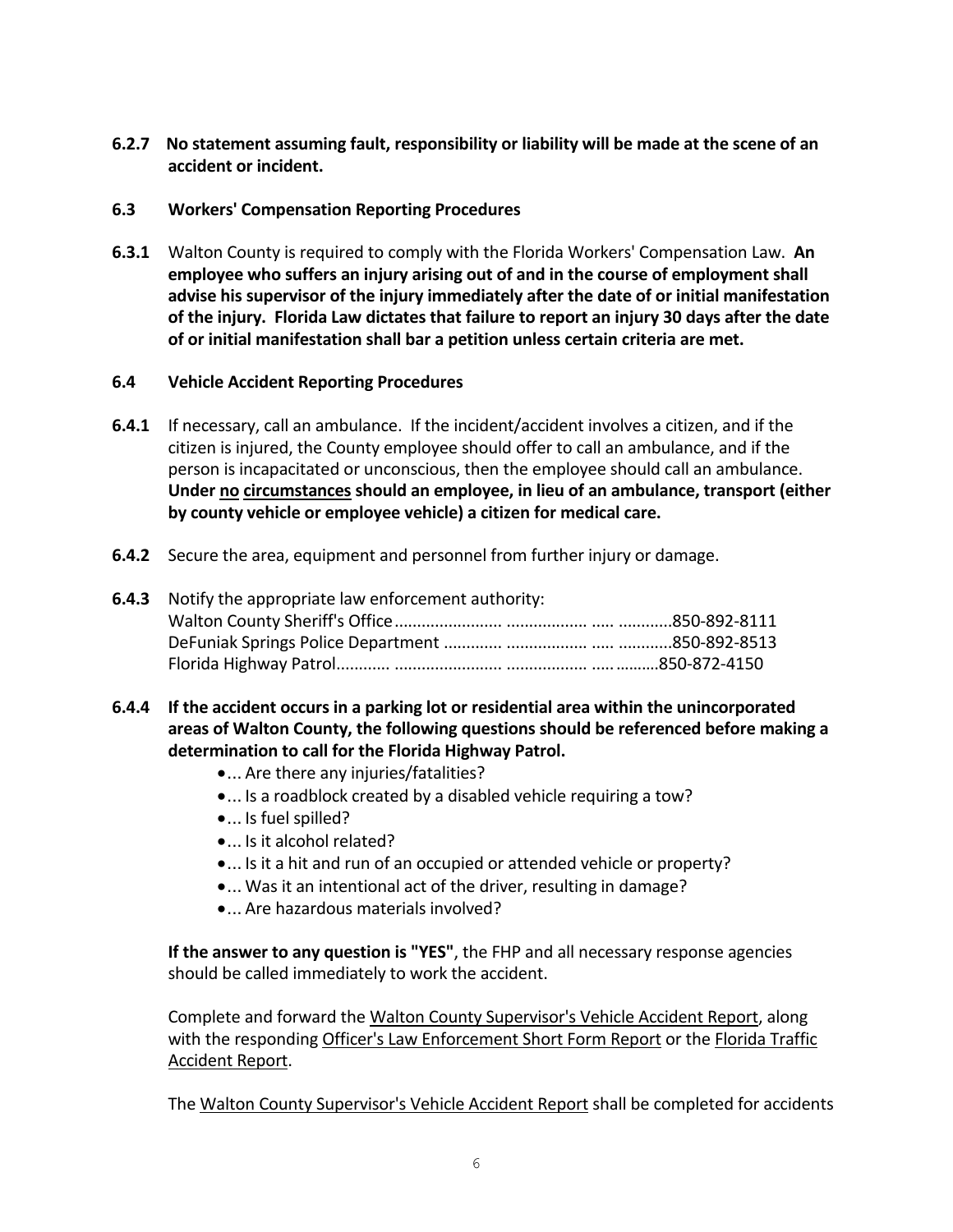**6.2.7 No statement assuming fault, responsibility or liability will be made at the scene of an accident or incident.**

**6.3 Workers' Compensation Reporting Procedures**

**6.3.1** Walton County is required to comply with the Florida Workers' Compensation Law. **An employee who suffers an injury arising out of and in the course of employment shall advise his supervisor of the injury immediately after the date of or initial manifestation of the injury. Florida Law dictates that failure to report an injury 30 days after the date of or initial manifestation shall bar a petition unless certain criteria are met.**

**6.4 Vehicle Accident Reporting Procedures**

**6.4.1** If necessary, call an ambulance. If the incident/accident involves a citizen, and if the citizen is injured, the County employee should offer to call an ambulance, and if the person is incapacitated or unconscious, then the employee should call an ambulance. **Under <u>no</u> <u>circumstances</u> should an employee, in lieu of an ambulance, transport (either by county vehicle or employee vehicle) a citizen for medical care.**

**6.4.2** Secure the area, equipment and personnel from further injury or damage.

**6.4.3** Notify the appropriate law enforcement authority:
Walton County Sheriff's Office........................ .................. ..... ...........850-892-8111
DeFuniak Springs Police Department ............. .................. ..... ...........850-892-8513
Florida Highway Patrol........... ........................ .................. ..... .........850-872-4150

**6.4.4 If the accident occurs in a parking lot or residential area within the unincorporated areas of Walton County, the following questions should be referenced before making a determination to call for the Florida Highway Patrol.**

- ... Are there any injuries/fatalities?
- ... Is a roadblock created by a disabled vehicle requiring a tow?
- ... Is fuel spilled?
- ... Is it alcohol related?
- ... Is it a hit and run of an occupied or attended vehicle or property?
- ... Was it an intentional act of the driver, resulting in damage?
- ... Are hazardous materials involved?

**If the answer to any question is "YES"**, the FHP and all necessary response agencies should be called immediately to work the accident.

Complete and forward the <u>Walton County Supervisor's Vehicle Accident Report</u>, along with the responding <u>Officer's Law Enforcement Short Form Report</u> or the <u>Florida Traffic Accident Report</u>.

The <u>Walton County Supervisor's Vehicle Accident Report</u> shall be completed for accidents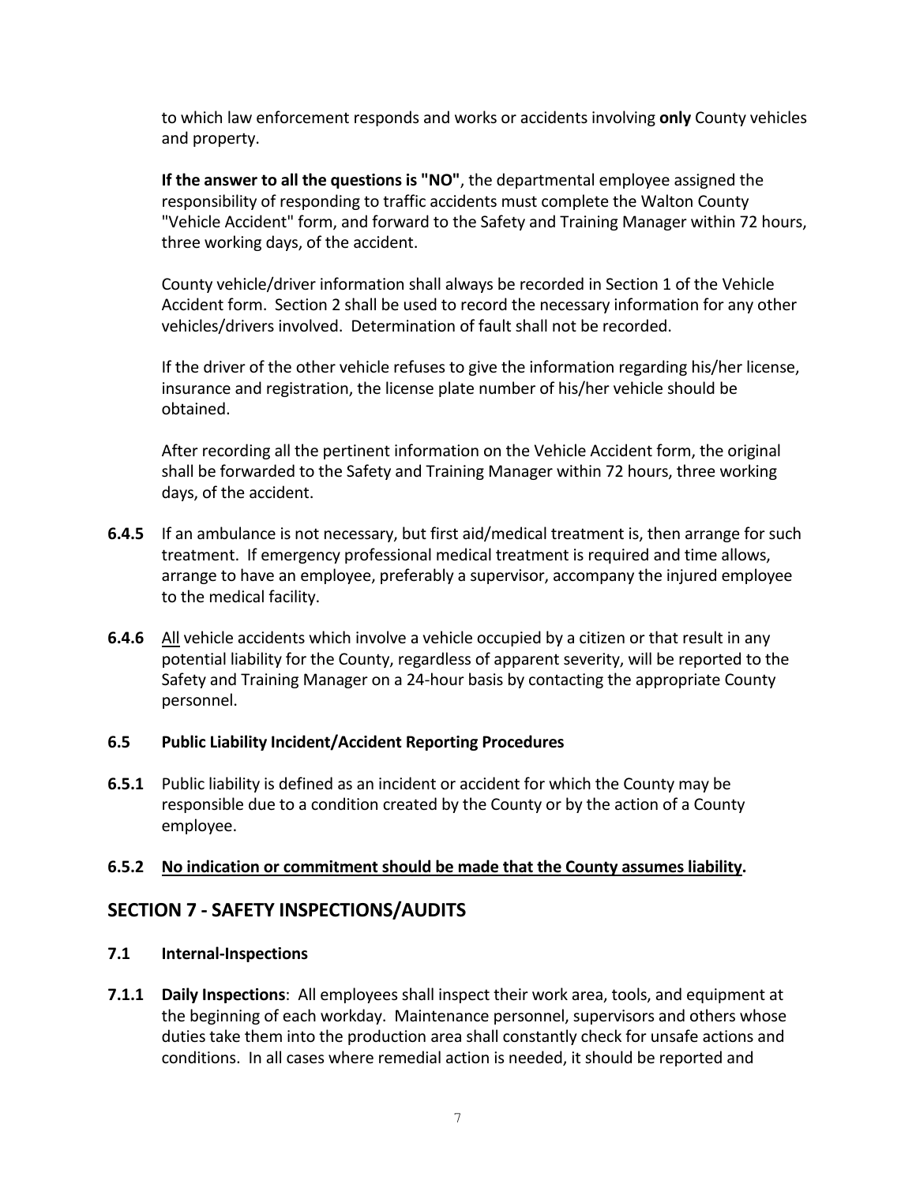to which law enforcement responds and works or accidents involving **only** County vehicles and property.

**If the answer to all the questions is "NO"**, the departmental employee assigned the responsibility of responding to traffic accidents must complete the Walton County "Vehicle Accident" form, and forward to the Safety and Training Manager within 72 hours, three working days, of the accident.

County vehicle/driver information shall always be recorded in Section 1 of the Vehicle Accident form. Section 2 shall be used to record the necessary information for any other vehicles/drivers involved. Determination of fault shall not be recorded.

If the driver of the other vehicle refuses to give the information regarding his/her license, insurance and registration, the license plate number of his/her vehicle should be obtained.

After recording all the pertinent information on the Vehicle Accident form, the original shall be forwarded to the Safety and Training Manager within 72 hours, three working days, of the accident.

**6.4.5** If an ambulance is not necessary, but first aid/medical treatment is, then arrange for such treatment. If emergency professional medical treatment is required and time allows, arrange to have an employee, preferably a supervisor, accompany the injured employee to the medical facility.

**6.4.6** <u>All</u> vehicle accidents which involve a vehicle occupied by a citizen or that result in any potential liability for the County, regardless of apparent severity, will be reported to the Safety and Training Manager on a 24-hour basis by contacting the appropriate County personnel.

### 6.5 Public Liability Incident/Accident Reporting Procedures

**6.5.1** Public liability is defined as an incident or accident for which the County may be responsible due to a condition created by the County or by the action of a County employee.

**6.5.2 <u>No indication or commitment should be made that the County assumes liability</u>.**

## SECTION 7 - SAFETY INSPECTIONS/AUDITS

### 7.1 Internal-Inspections

**7.1.1 Daily Inspections**: All employees shall inspect their work area, tools, and equipment at the beginning of each workday. Maintenance personnel, supervisors and others whose duties take them into the production area shall constantly check for unsafe actions and conditions. In all cases where remedial action is needed, it should be reported and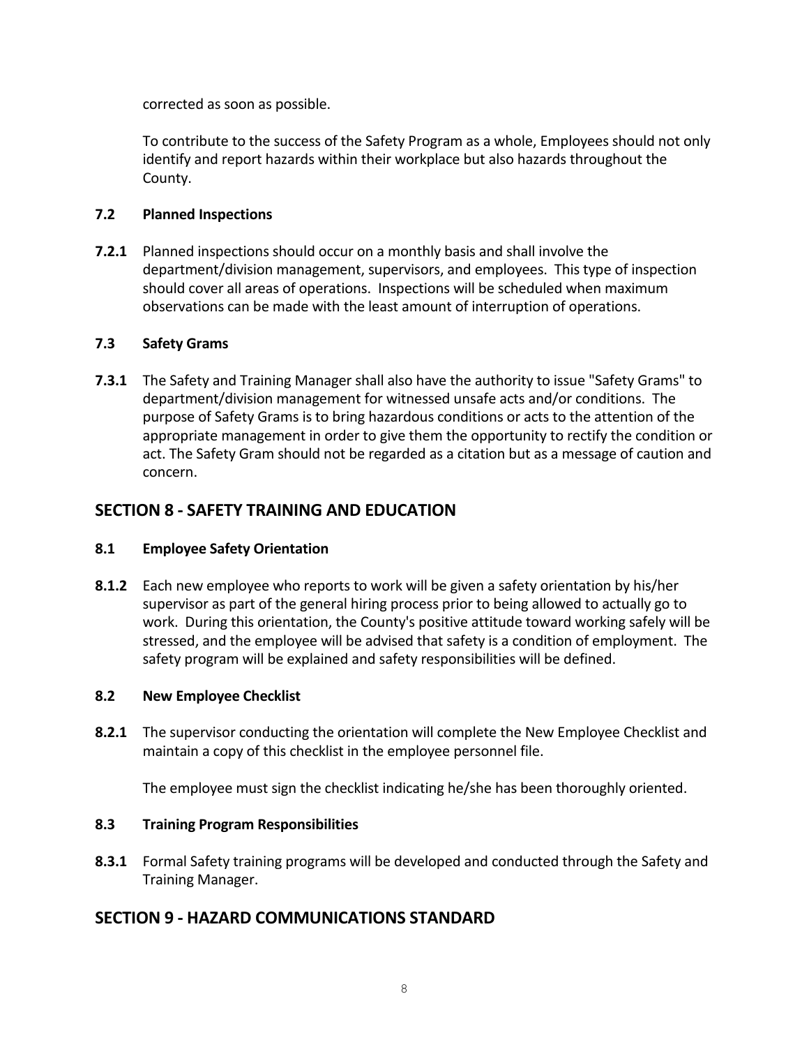corrected as soon as possible.

To contribute to the success of the Safety Program as a whole, Employees should not only identify and report hazards within their workplace but also hazards throughout the County.

### 7.2 Planned Inspections

**7.2.1** Planned inspections should occur on a monthly basis and shall involve the department/division management, supervisors, and employees. This type of inspection should cover all areas of operations. Inspections will be scheduled when maximum observations can be made with the least amount of interruption of operations.

### 7.3 Safety Grams

**7.3.1** The Safety and Training Manager shall also have the authority to issue "Safety Grams" to department/division management for witnessed unsafe acts and/or conditions. The purpose of Safety Grams is to bring hazardous conditions or acts to the attention of the appropriate management in order to give them the opportunity to rectify the condition or act. The Safety Gram should not be regarded as a citation but as a message of caution and concern.

## SECTION 8 - SAFETY TRAINING AND EDUCATION

### 8.1 Employee Safety Orientation

**8.1.2** Each new employee who reports to work will be given a safety orientation by his/her supervisor as part of the general hiring process prior to being allowed to actually go to work. During this orientation, the County's positive attitude toward working safely will be stressed, and the employee will be advised that safety is a condition of employment. The safety program will be explained and safety responsibilities will be defined.

### 8.2 New Employee Checklist

**8.2.1** The supervisor conducting the orientation will complete the New Employee Checklist and maintain a copy of this checklist in the employee personnel file.

The employee must sign the checklist indicating he/she has been thoroughly oriented.

### 8.3 Training Program Responsibilities

**8.3.1** Formal Safety training programs will be developed and conducted through the Safety and Training Manager.

## SECTION 9 - HAZARD COMMUNICATIONS STANDARD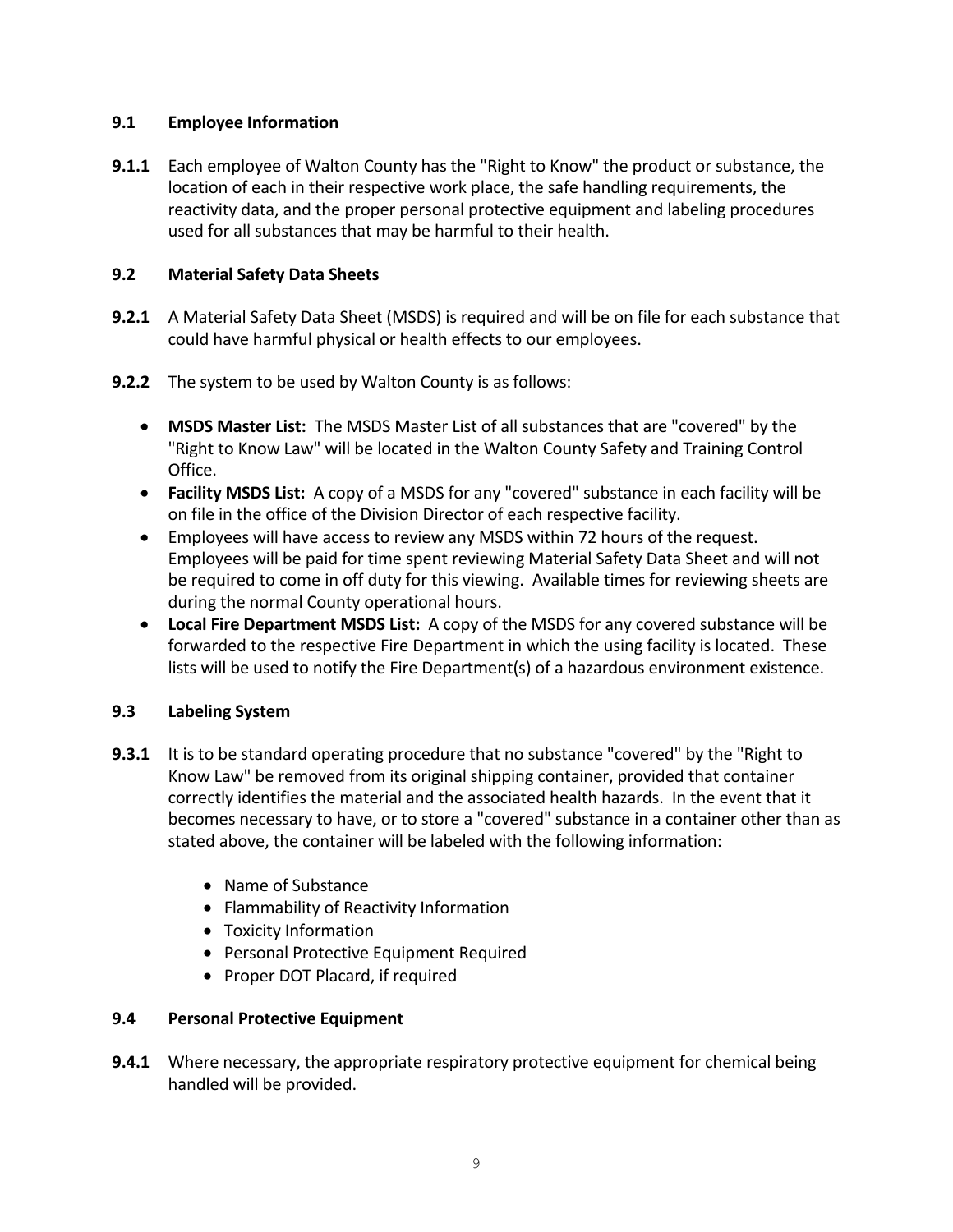### 9.1 Employee Information

**9.1.1** Each employee of Walton County has the "Right to Know" the product or substance, the location of each in their respective work place, the safe handling requirements, the reactivity data, and the proper personal protective equipment and labeling procedures used for all substances that may be harmful to their health.

### 9.2 Material Safety Data Sheets

**9.2.1** A Material Safety Data Sheet (MSDS) is required and will be on file for each substance that could have harmful physical or health effects to our employees.

**9.2.2** The system to be used by Walton County is as follows:

- **MSDS Master List:** The MSDS Master List of all substances that are "covered" by the "Right to Know Law" will be located in the Walton County Safety and Training Control Office.
- **Facility MSDS List:** A copy of a MSDS for any "covered" substance in each facility will be on file in the office of the Division Director of each respective facility.
- Employees will have access to review any MSDS within 72 hours of the request. Employees will be paid for time spent reviewing Material Safety Data Sheet and will not be required to come in off duty for this viewing. Available times for reviewing sheets are during the normal County operational hours.
- **Local Fire Department MSDS List:** A copy of the MSDS for any covered substance will be forwarded to the respective Fire Department in which the using facility is located. These lists will be used to notify the Fire Department(s) of a hazardous environment existence.

### 9.3 Labeling System

**9.3.1** It is to be standard operating procedure that no substance "covered" by the "Right to Know Law" be removed from its original shipping container, provided that container correctly identifies the material and the associated health hazards. In the event that it becomes necessary to have, or to store a "covered" substance in a container other than as stated above, the container will be labeled with the following information:

- Name of Substance
- Flammability of Reactivity Information
- Toxicity Information
- Personal Protective Equipment Required
- Proper DOT Placard, if required

### 9.4 Personal Protective Equipment

**9.4.1** Where necessary, the appropriate respiratory protective equipment for chemical being handled will be provided.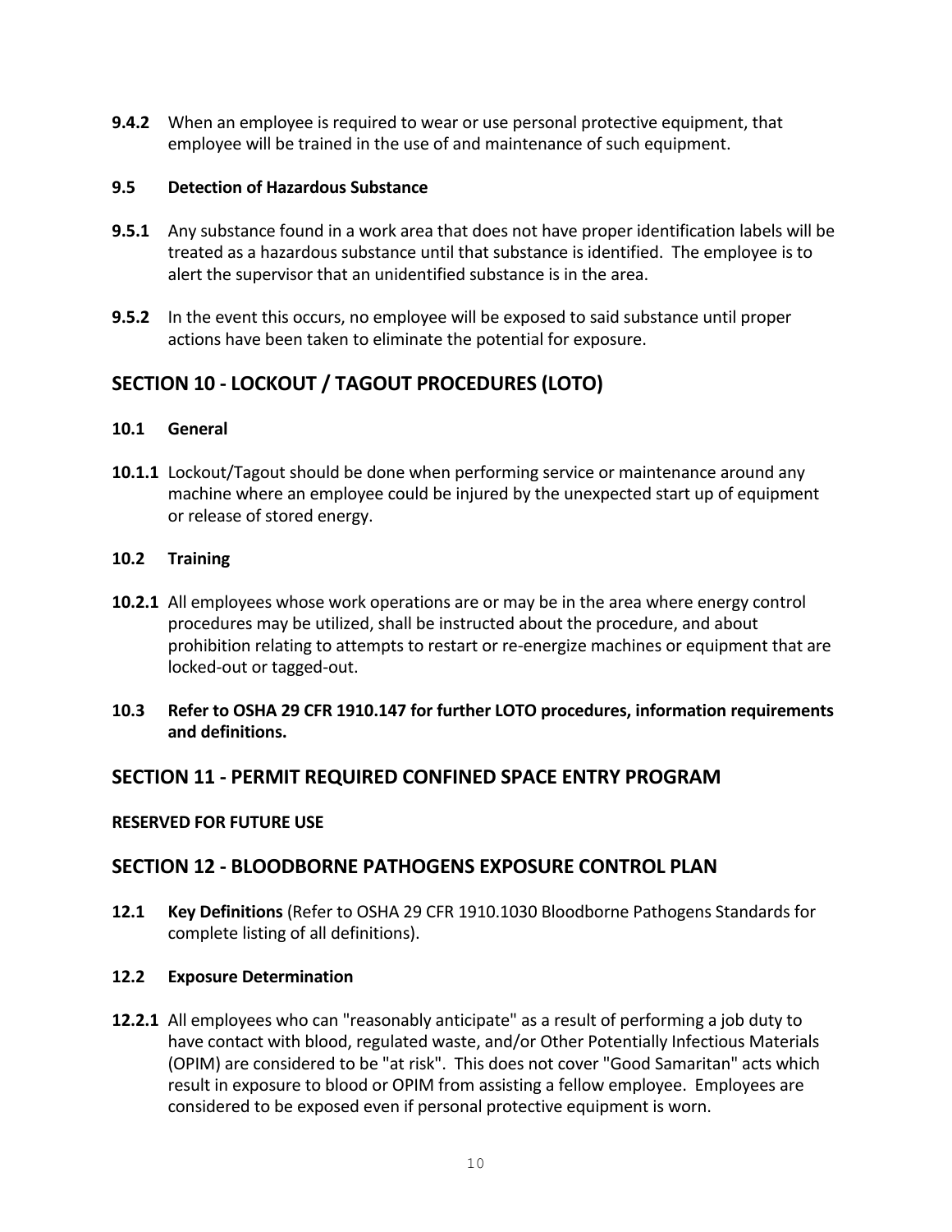**9.4.2** When an employee is required to wear or use personal protective equipment, that employee will be trained in the use of and maintenance of such equipment.

**9.5 Detection of Hazardous Substance**

**9.5.1** Any substance found in a work area that does not have proper identification labels will be treated as a hazardous substance until that substance is identified. The employee is to alert the supervisor that an unidentified substance is in the area.

**9.5.2** In the event this occurs, no employee will be exposed to said substance until proper actions have been taken to eliminate the potential for exposure.

## SECTION 10 - LOCKOUT / TAGOUT PROCEDURES (LOTO)

**10.1 General**

**10.1.1** Lockout/Tagout should be done when performing service or maintenance around any machine where an employee could be injured by the unexpected start up of equipment or release of stored energy.

**10.2 Training**

**10.2.1** All employees whose work operations are or may be in the area where energy control procedures may be utilized, shall be instructed about the procedure, and about prohibition relating to attempts to restart or re-energize machines or equipment that are locked-out or tagged-out.

**10.3 Refer to OSHA 29 CFR 1910.147 for further LOTO procedures, information requirements and definitions.**

## SECTION 11 - PERMIT REQUIRED CONFINED SPACE ENTRY PROGRAM

**RESERVED FOR FUTURE USE**

## SECTION 12 - BLOODBORNE PATHOGENS EXPOSURE CONTROL PLAN

**12.1 Key Definitions** (Refer to OSHA 29 CFR 1910.1030 Bloodborne Pathogens Standards for complete listing of all definitions).

**12.2 Exposure Determination**

**12.2.1** All employees who can "reasonably anticipate" as a result of performing a job duty to have contact with blood, regulated waste, and/or Other Potentially Infectious Materials (OPIM) are considered to be "at risk". This does not cover "Good Samaritan" acts which result in exposure to blood or OPIM from assisting a fellow employee. Employees are considered to be exposed even if personal protective equipment is worn.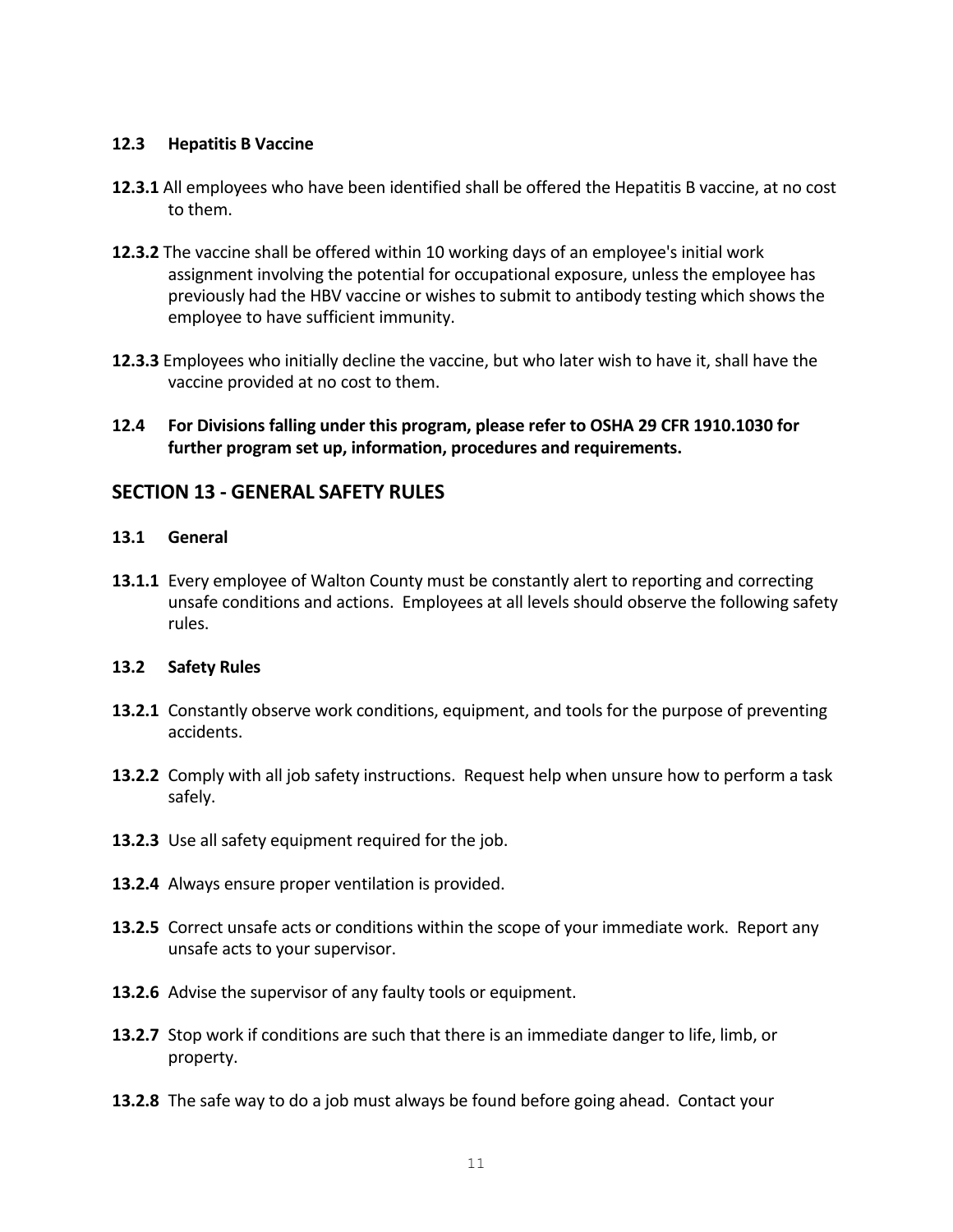**12.3 Hepatitis B Vaccine**

**12.3.1** All employees who have been identified shall be offered the Hepatitis B vaccine, at no cost to them.

**12.3.2** The vaccine shall be offered within 10 working days of an employee's initial work assignment involving the potential for occupational exposure, unless the employee has previously had the HBV vaccine or wishes to submit to antibody testing which shows the employee to have sufficient immunity.

**12.3.3** Employees who initially decline the vaccine, but who later wish to have it, shall have the vaccine provided at no cost to them.

**12.4 For Divisions falling under this program, please refer to OSHA 29 CFR 1910.1030 for further program set up, information, procedures and requirements.**

## SECTION 13 - GENERAL SAFETY RULES

**13.1 General**

**13.1.1** Every employee of Walton County must be constantly alert to reporting and correcting unsafe conditions and actions. Employees at all levels should observe the following safety rules.

**13.2 Safety Rules**

**13.2.1** Constantly observe work conditions, equipment, and tools for the purpose of preventing accidents.

**13.2.2** Comply with all job safety instructions. Request help when unsure how to perform a task safely.

**13.2.3** Use all safety equipment required for the job.

**13.2.4** Always ensure proper ventilation is provided.

**13.2.5** Correct unsafe acts or conditions within the scope of your immediate work. Report any unsafe acts to your supervisor.

**13.2.6** Advise the supervisor of any faulty tools or equipment.

**13.2.7** Stop work if conditions are such that there is an immediate danger to life, limb, or property.

**13.2.8** The safe way to do a job must always be found before going ahead. Contact your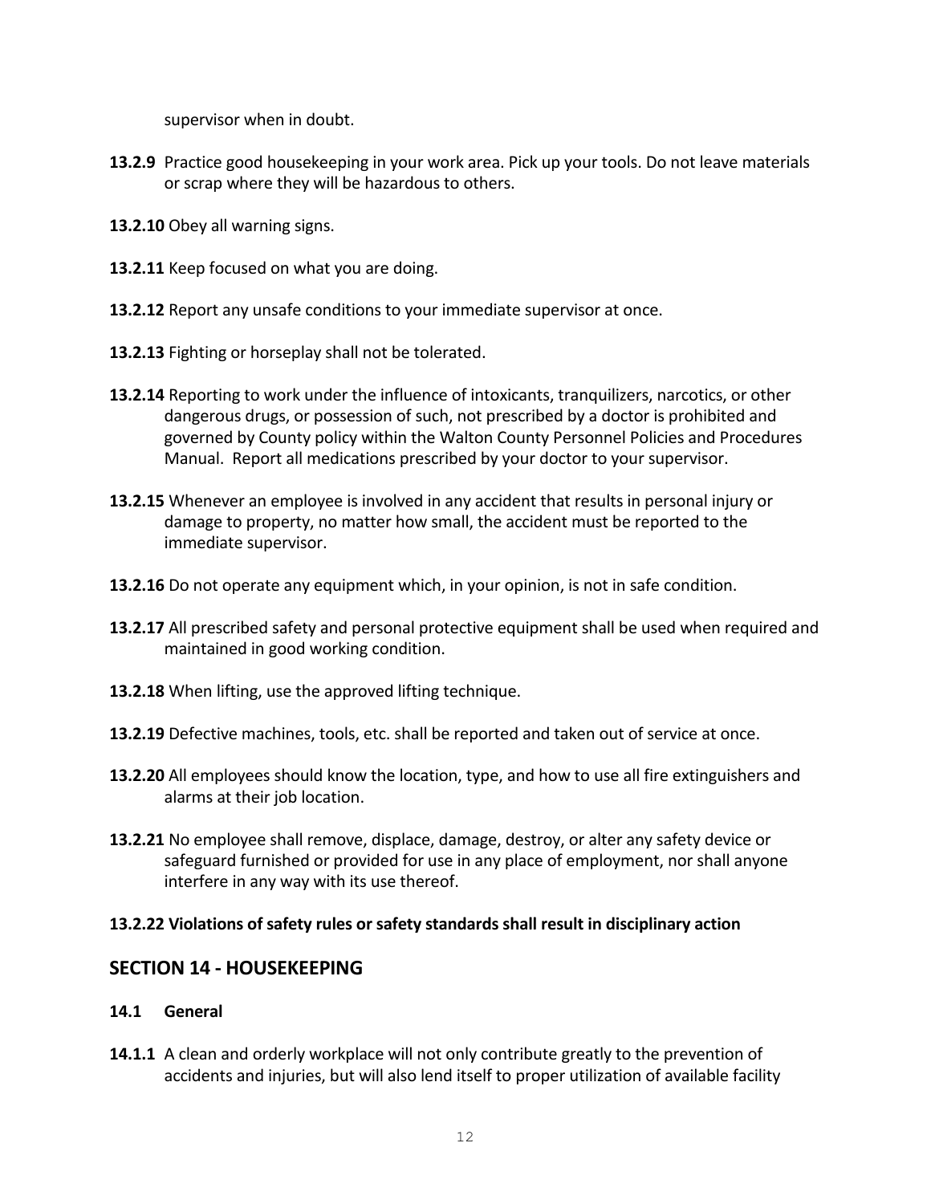supervisor when in doubt.

**13.2.9** Practice good housekeeping in your work area. Pick up your tools. Do not leave materials or scrap where they will be hazardous to others.

**13.2.10** Obey all warning signs.

**13.2.11** Keep focused on what you are doing.

**13.2.12** Report any unsafe conditions to your immediate supervisor at once.

**13.2.13** Fighting or horseplay shall not be tolerated.

**13.2.14** Reporting to work under the influence of intoxicants, tranquilizers, narcotics, or other dangerous drugs, or possession of such, not prescribed by a doctor is prohibited and governed by County policy within the Walton County Personnel Policies and Procedures Manual. Report all medications prescribed by your doctor to your supervisor.

**13.2.15** Whenever an employee is involved in any accident that results in personal injury or damage to property, no matter how small, the accident must be reported to the immediate supervisor.

**13.2.16** Do not operate any equipment which, in your opinion, is not in safe condition.

**13.2.17** All prescribed safety and personal protective equipment shall be used when required and maintained in good working condition.

**13.2.18** When lifting, use the approved lifting technique.

**13.2.19** Defective machines, tools, etc. shall be reported and taken out of service at once.

**13.2.20** All employees should know the location, type, and how to use all fire extinguishers and alarms at their job location.

**13.2.21** No employee shall remove, displace, damage, destroy, or alter any safety device or safeguard furnished or provided for use in any place of employment, nor shall anyone interfere in any way with its use thereof.

**13.2.22 Violations of safety rules or safety standards shall result in disciplinary action**

## SECTION 14 - HOUSEKEEPING

### 14.1 General

**14.1.1** A clean and orderly workplace will not only contribute greatly to the prevention of accidents and injuries, but will also lend itself to proper utilization of available facility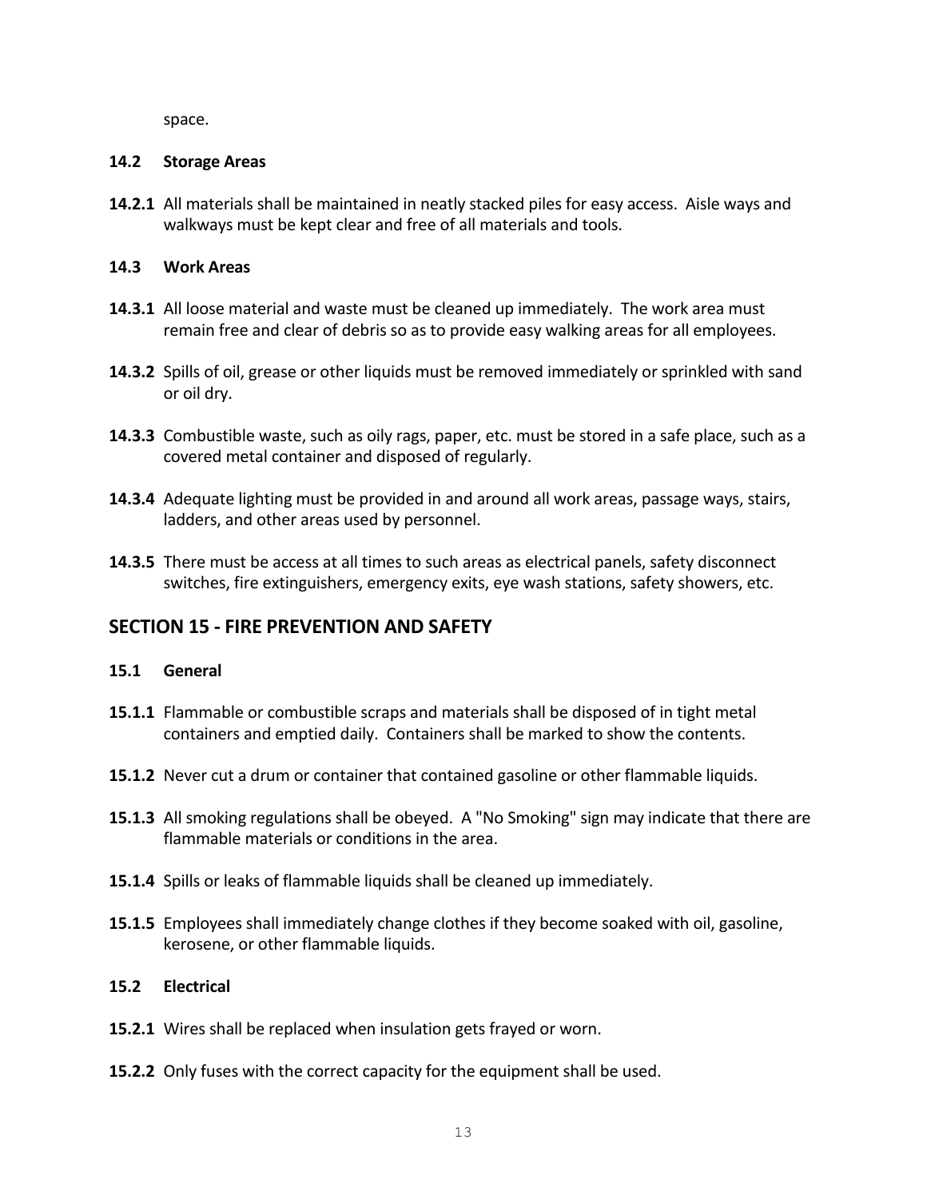space.

### 14.2 Storage Areas

**14.2.1** All materials shall be maintained in neatly stacked piles for easy access. Aisle ways and walkways must be kept clear and free of all materials and tools.

### 14.3 Work Areas

**14.3.1** All loose material and waste must be cleaned up immediately. The work area must remain free and clear of debris so as to provide easy walking areas for all employees.

**14.3.2** Spills of oil, grease or other liquids must be removed immediately or sprinkled with sand or oil dry.

**14.3.3** Combustible waste, such as oily rags, paper, etc. must be stored in a safe place, such as a covered metal container and disposed of regularly.

**14.3.4** Adequate lighting must be provided in and around all work areas, passage ways, stairs, ladders, and other areas used by personnel.

**14.3.5** There must be access at all times to such areas as electrical panels, safety disconnect switches, fire extinguishers, emergency exits, eye wash stations, safety showers, etc.

## SECTION 15 - FIRE PREVENTION AND SAFETY

### 15.1 General

**15.1.1** Flammable or combustible scraps and materials shall be disposed of in tight metal containers and emptied daily. Containers shall be marked to show the contents.

**15.1.2** Never cut a drum or container that contained gasoline or other flammable liquids.

**15.1.3** All smoking regulations shall be obeyed. A "No Smoking" sign may indicate that there are flammable materials or conditions in the area.

**15.1.4** Spills or leaks of flammable liquids shall be cleaned up immediately.

**15.1.5** Employees shall immediately change clothes if they become soaked with oil, gasoline, kerosene, or other flammable liquids.

### 15.2 Electrical

**15.2.1** Wires shall be replaced when insulation gets frayed or worn.

**15.2.2** Only fuses with the correct capacity for the equipment shall be used.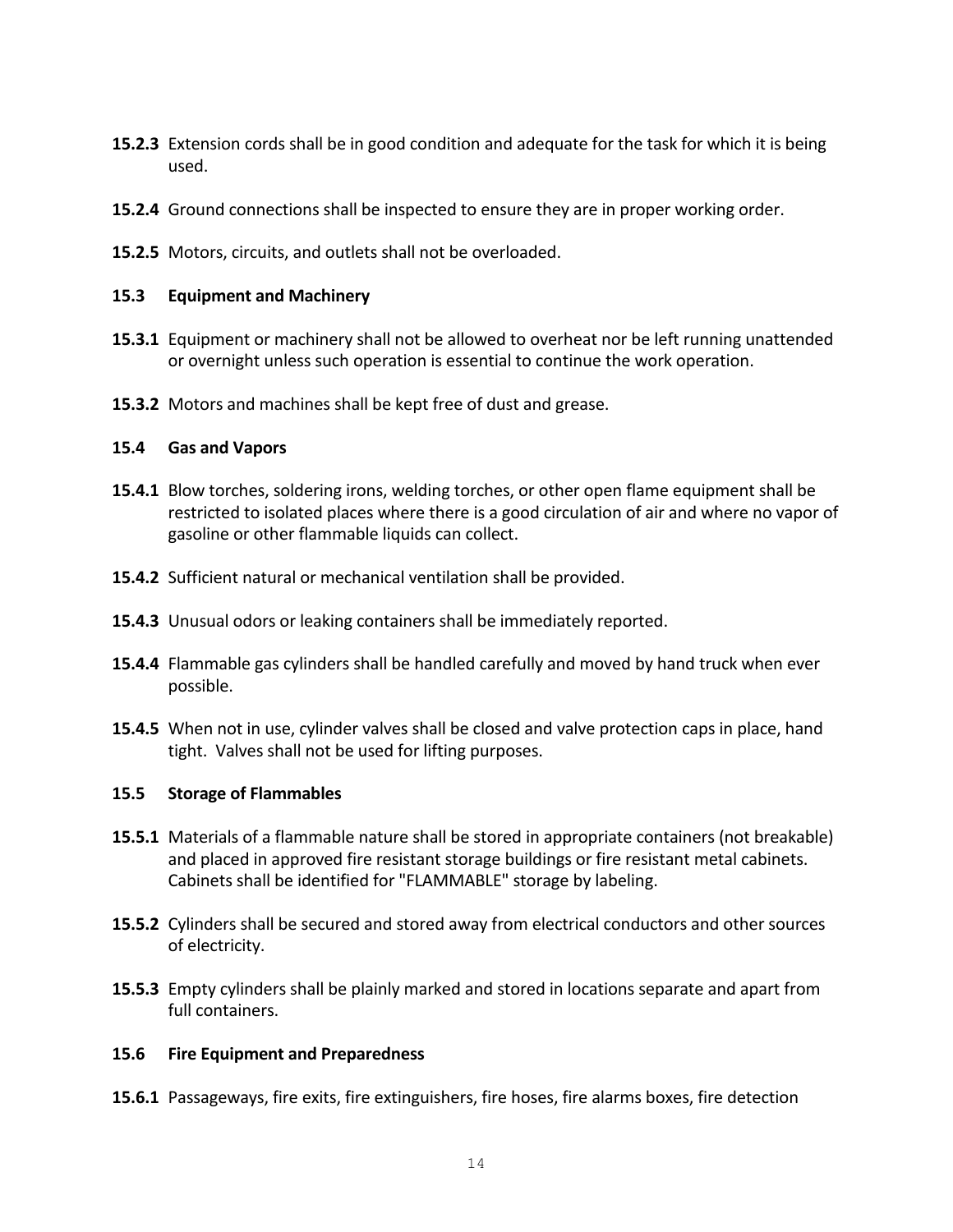**15.2.3** Extension cords shall be in good condition and adequate for the task for which it is being used.

**15.2.4** Ground connections shall be inspected to ensure they are in proper working order.

**15.2.5** Motors, circuits, and outlets shall not be overloaded.

### 15.3 Equipment and Machinery

**15.3.1** Equipment or machinery shall not be allowed to overheat nor be left running unattended or overnight unless such operation is essential to continue the work operation.

**15.3.2** Motors and machines shall be kept free of dust and grease.

### 15.4 Gas and Vapors

**15.4.1** Blow torches, soldering irons, welding torches, or other open flame equipment shall be restricted to isolated places where there is a good circulation of air and where no vapor of gasoline or other flammable liquids can collect.

**15.4.2** Sufficient natural or mechanical ventilation shall be provided.

**15.4.3** Unusual odors or leaking containers shall be immediately reported.

**15.4.4** Flammable gas cylinders shall be handled carefully and moved by hand truck when ever possible.

**15.4.5** When not in use, cylinder valves shall be closed and valve protection caps in place, hand tight. Valves shall not be used for lifting purposes.

### 15.5 Storage of Flammables

**15.5.1** Materials of a flammable nature shall be stored in appropriate containers (not breakable) and placed in approved fire resistant storage buildings or fire resistant metal cabinets. Cabinets shall be identified for "FLAMMABLE" storage by labeling.

**15.5.2** Cylinders shall be secured and stored away from electrical conductors and other sources of electricity.

**15.5.3** Empty cylinders shall be plainly marked and stored in locations separate and apart from full containers.

### 15.6 Fire Equipment and Preparedness

**15.6.1** Passageways, fire exits, fire extinguishers, fire hoses, fire alarms boxes, fire detection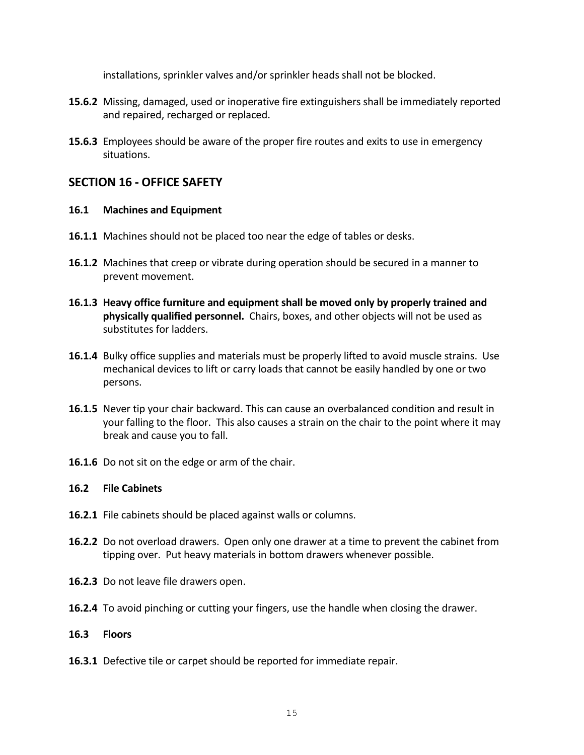installations, sprinkler valves and/or sprinkler heads shall not be blocked.

**15.6.2** Missing, damaged, used or inoperative fire extinguishers shall be immediately reported and repaired, recharged or replaced.

**15.6.3** Employees should be aware of the proper fire routes and exits to use in emergency situations.

## SECTION 16 - OFFICE SAFETY

### 16.1 Machines and Equipment

**16.1.1** Machines should not be placed too near the edge of tables or desks.

**16.1.2** Machines that creep or vibrate during operation should be secured in a manner to prevent movement.

**16.1.3** **Heavy office furniture and equipment shall be moved only by properly trained and physically qualified personnel.** Chairs, boxes, and other objects will not be used as substitutes for ladders.

**16.1.4** Bulky office supplies and materials must be properly lifted to avoid muscle strains. Use mechanical devices to lift or carry loads that cannot be easily handled by one or two persons.

**16.1.5** Never tip your chair backward. This can cause an overbalanced condition and result in your falling to the floor. This also causes a strain on the chair to the point where it may break and cause you to fall.

**16.1.6** Do not sit on the edge or arm of the chair.

### 16.2 File Cabinets

**16.2.1** File cabinets should be placed against walls or columns.

**16.2.2** Do not overload drawers. Open only one drawer at a time to prevent the cabinet from tipping over. Put heavy materials in bottom drawers whenever possible.

**16.2.3** Do not leave file drawers open.

**16.2.4** To avoid pinching or cutting your fingers, use the handle when closing the drawer.

### 16.3 Floors

**16.3.1** Defective tile or carpet should be reported for immediate repair.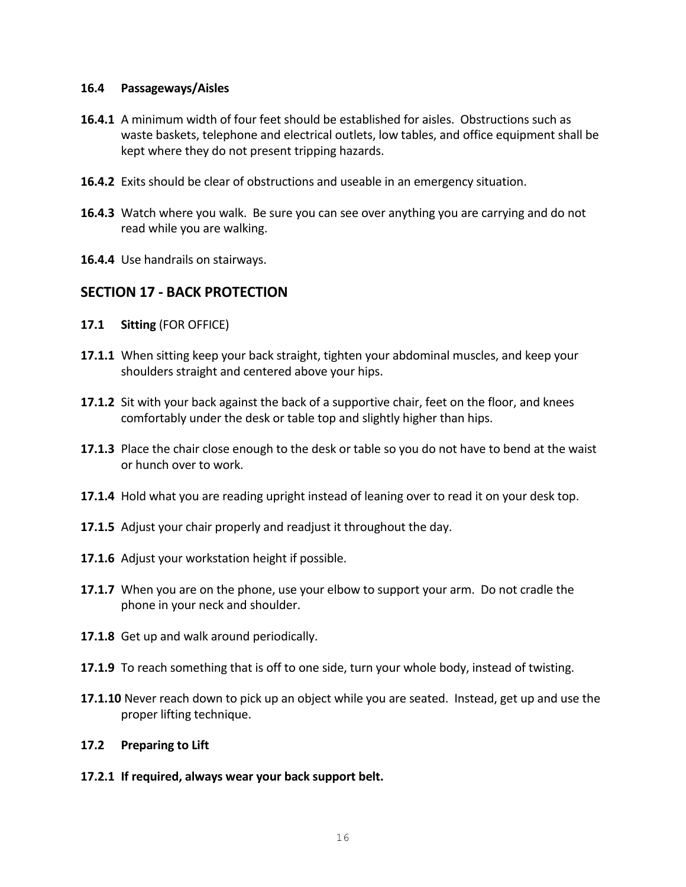**16.4 Passageways/Aisles**

**16.4.1** A minimum width of four feet should be established for aisles. Obstructions such as waste baskets, telephone and electrical outlets, low tables, and office equipment shall be kept where they do not present tripping hazards.

**16.4.2** Exits should be clear of obstructions and useable in an emergency situation.

**16.4.3** Watch where you walk. Be sure you can see over anything you are carrying and do not read while you are walking.

**16.4.4** Use handrails on stairways.

## SECTION 17 - BACK PROTECTION

**17.1 Sitting** (FOR OFFICE)

**17.1.1** When sitting keep your back straight, tighten your abdominal muscles, and keep your shoulders straight and centered above your hips.

**17.1.2** Sit with your back against the back of a supportive chair, feet on the floor, and knees comfortably under the desk or table top and slightly higher than hips.

**17.1.3** Place the chair close enough to the desk or table so you do not have to bend at the waist or hunch over to work.

**17.1.4** Hold what you are reading upright instead of leaning over to read it on your desk top.

**17.1.5** Adjust your chair properly and readjust it throughout the day.

**17.1.6** Adjust your workstation height if possible.

**17.1.7** When you are on the phone, use your elbow to support your arm. Do not cradle the phone in your neck and shoulder.

**17.1.8** Get up and walk around periodically.

**17.1.9** To reach something that is off to one side, turn your whole body, instead of twisting.

**17.1.10** Never reach down to pick up an object while you are seated. Instead, get up and use the proper lifting technique.

**17.2 Preparing to Lift**

**17.2.1 If required, always wear your back support belt.**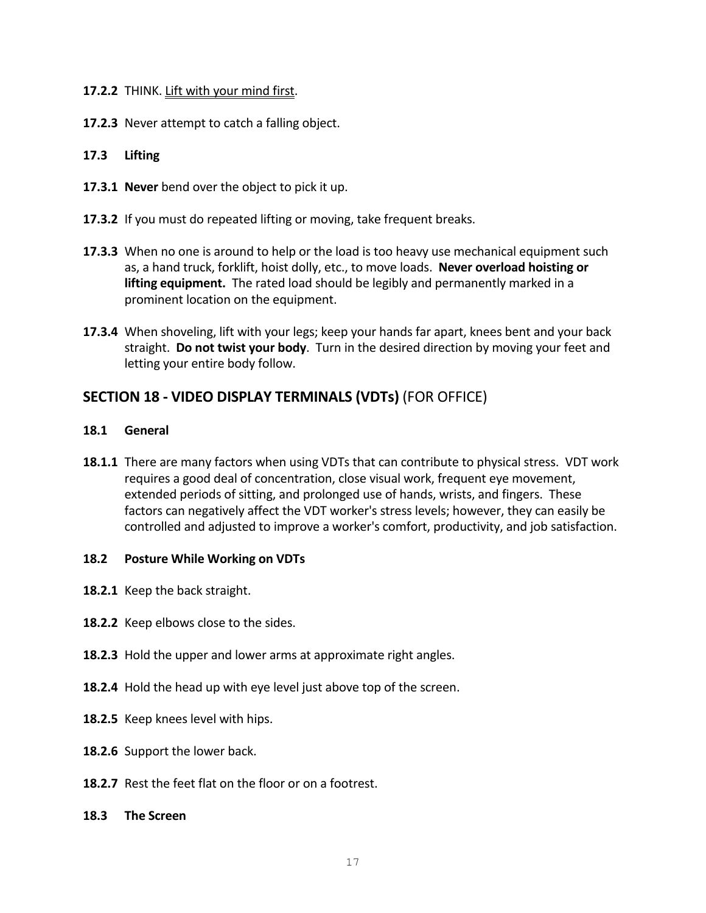**17.2.2** THINK. Lift with your mind first.

**17.2.3** Never attempt to catch a falling object.

**17.3 Lifting**

**17.3.1** **Never** bend over the object to pick it up.

**17.3.2** If you must do repeated lifting or moving, take frequent breaks.

**17.3.3** When no one is around to help or the load is too heavy use mechanical equipment such as, a hand truck, forklift, hoist dolly, etc., to move loads. **Never overload hoisting or lifting equipment.** The rated load should be legibly and permanently marked in a prominent location on the equipment.

**17.3.4** When shoveling, lift with your legs; keep your hands far apart, knees bent and your back straight. **Do not twist your body**. Turn in the desired direction by moving your feet and letting your entire body follow.

## SECTION 18 - VIDEO DISPLAY TERMINALS (VDTs) (FOR OFFICE)

**18.1 General**

**18.1.1** There are many factors when using VDTs that can contribute to physical stress. VDT work requires a good deal of concentration, close visual work, frequent eye movement, extended periods of sitting, and prolonged use of hands, wrists, and fingers. These factors can negatively affect the VDT worker's stress levels; however, they can easily be controlled and adjusted to improve a worker's comfort, productivity, and job satisfaction.

**18.2 Posture While Working on VDTs**

**18.2.1** Keep the back straight.

**18.2.2** Keep elbows close to the sides.

**18.2.3** Hold the upper and lower arms at approximate right angles.

**18.2.4** Hold the head up with eye level just above top of the screen.

**18.2.5** Keep knees level with hips.

**18.2.6** Support the lower back.

**18.2.7** Rest the feet flat on the floor or on a footrest.

**18.3 The Screen**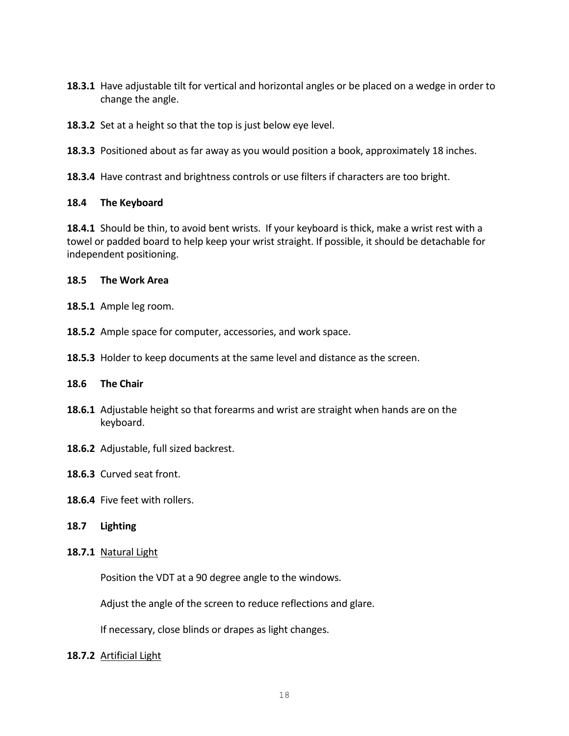**18.3.1** Have adjustable tilt for vertical and horizontal angles or be placed on a wedge in order to change the angle.

**18.3.2** Set at a height so that the top is just below eye level.

**18.3.3** Positioned about as far away as you would position a book, approximately 18 inches.

**18.3.4** Have contrast and brightness controls or use filters if characters are too bright.

### 18.4 The Keyboard

**18.4.1** Should be thin, to avoid bent wrists. If your keyboard is thick, make a wrist rest with a towel or padded board to help keep your wrist straight. If possible, it should be detachable for independent positioning.

### 18.5 The Work Area

**18.5.1** Ample leg room.

**18.5.2** Ample space for computer, accessories, and work space.

**18.5.3** Holder to keep documents at the same level and distance as the screen.

### 18.6 The Chair

**18.6.1** Adjustable height so that forearms and wrist are straight when hands are on the keyboard.

**18.6.2** Adjustable, full sized backrest.

**18.6.3** Curved seat front.

**18.6.4** Five feet with rollers.

### 18.7 Lighting

**18.7.1** Natural Light

Position the VDT at a 90 degree angle to the windows.

Adjust the angle of the screen to reduce reflections and glare.

If necessary, close blinds or drapes as light changes.

**18.7.2** Artificial Light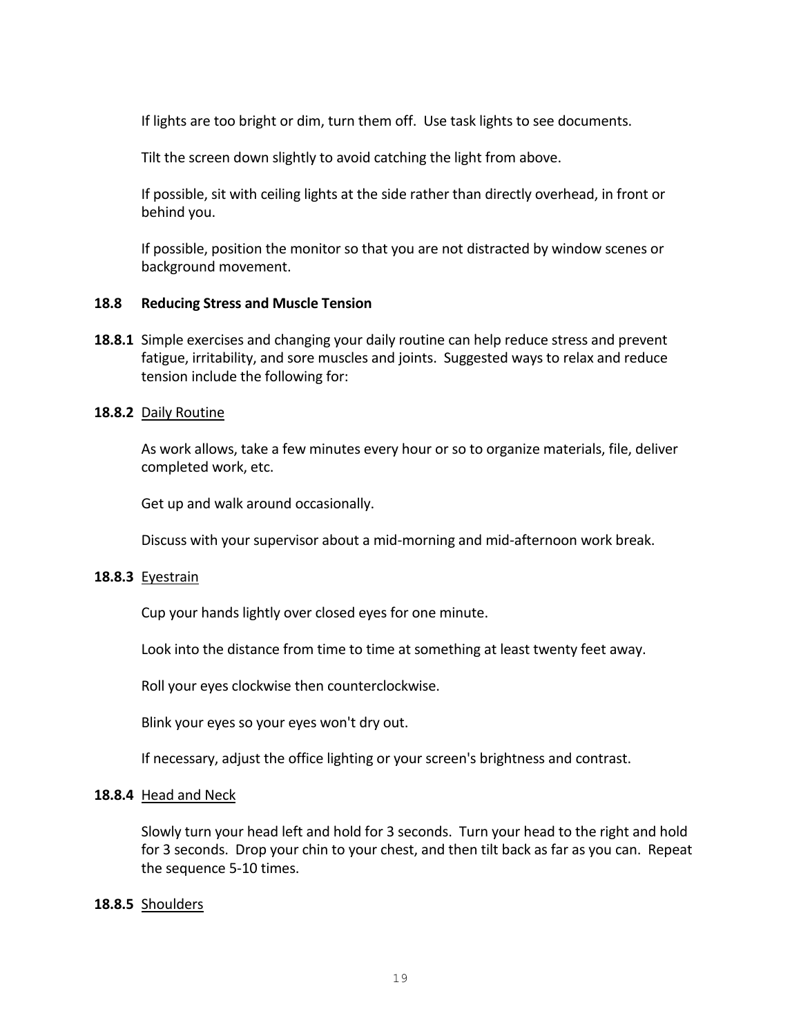If lights are too bright or dim, turn them off.  Use task lights to see documents.

Tilt the screen down slightly to avoid catching the light from above.

If possible, sit with ceiling lights at the side rather than directly overhead, in front or behind you.

If possible, position the monitor so that you are not distracted by window scenes or background movement.

**18.8 Reducing Stress and Muscle Tension**

**18.8.1** Simple exercises and changing your daily routine can help reduce stress and prevent fatigue, irritability, and sore muscles and joints.  Suggested ways to relax and reduce tension include the following for:

**18.8.2** <u>Daily Routine</u>

As work allows, take a few minutes every hour or so to organize materials, file, deliver completed work, etc.

Get up and walk around occasionally.

Discuss with your supervisor about a mid-morning and mid-afternoon work break.

**18.8.3** <u>Eyestrain</u>

Cup your hands lightly over closed eyes for one minute.

Look into the distance from time to time at something at least twenty feet away.

Roll your eyes clockwise then counterclockwise.

Blink your eyes so your eyes won't dry out.

If necessary, adjust the office lighting or your screen's brightness and contrast.

**18.8.4** <u>Head and Neck</u>

Slowly turn your head left and hold for 3 seconds.  Turn your head to the right and hold for 3 seconds.  Drop your chin to your chest, and then tilt back as far as you can.  Repeat the sequence 5-10 times.

**18.8.5** <u>Shoulders</u>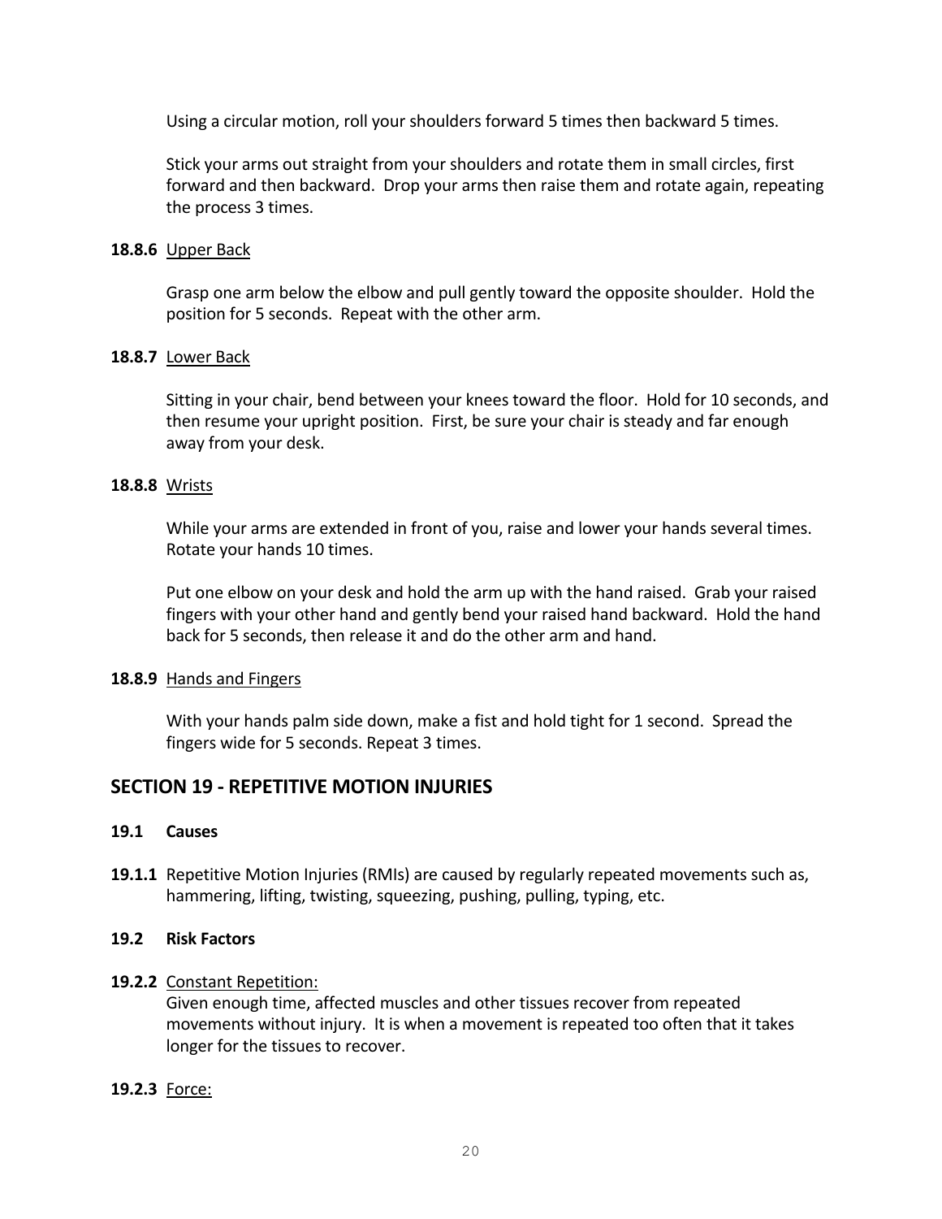Using a circular motion, roll your shoulders forward 5 times then backward 5 times.

Stick your arms out straight from your shoulders and rotate them in small circles, first forward and then backward. Drop your arms then raise them and rotate again, repeating the process 3 times.

**18.8.6** Upper Back

Grasp one arm below the elbow and pull gently toward the opposite shoulder. Hold the position for 5 seconds. Repeat with the other arm.

**18.8.7** Lower Back

Sitting in your chair, bend between your knees toward the floor. Hold for 10 seconds, and then resume your upright position. First, be sure your chair is steady and far enough away from your desk.

**18.8.8** Wrists

While your arms are extended in front of you, raise and lower your hands several times. Rotate your hands 10 times.

Put one elbow on your desk and hold the arm up with the hand raised. Grab your raised fingers with your other hand and gently bend your raised hand backward. Hold the hand back for 5 seconds, then release it and do the other arm and hand.

**18.8.9** Hands and Fingers

With your hands palm side down, make a fist and hold tight for 1 second. Spread the fingers wide for 5 seconds. Repeat 3 times.

## SECTION 19 - REPETITIVE MOTION INJURIES

**19.1 Causes**

**19.1.1** Repetitive Motion Injuries (RMIs) are caused by regularly repeated movements such as, hammering, lifting, twisting, squeezing, pushing, pulling, typing, etc.

**19.2 Risk Factors**

**19.2.2** Constant Repetition:
Given enough time, affected muscles and other tissues recover from repeated movements without injury. It is when a movement is repeated too often that it takes longer for the tissues to recover.

**19.2.3** Force: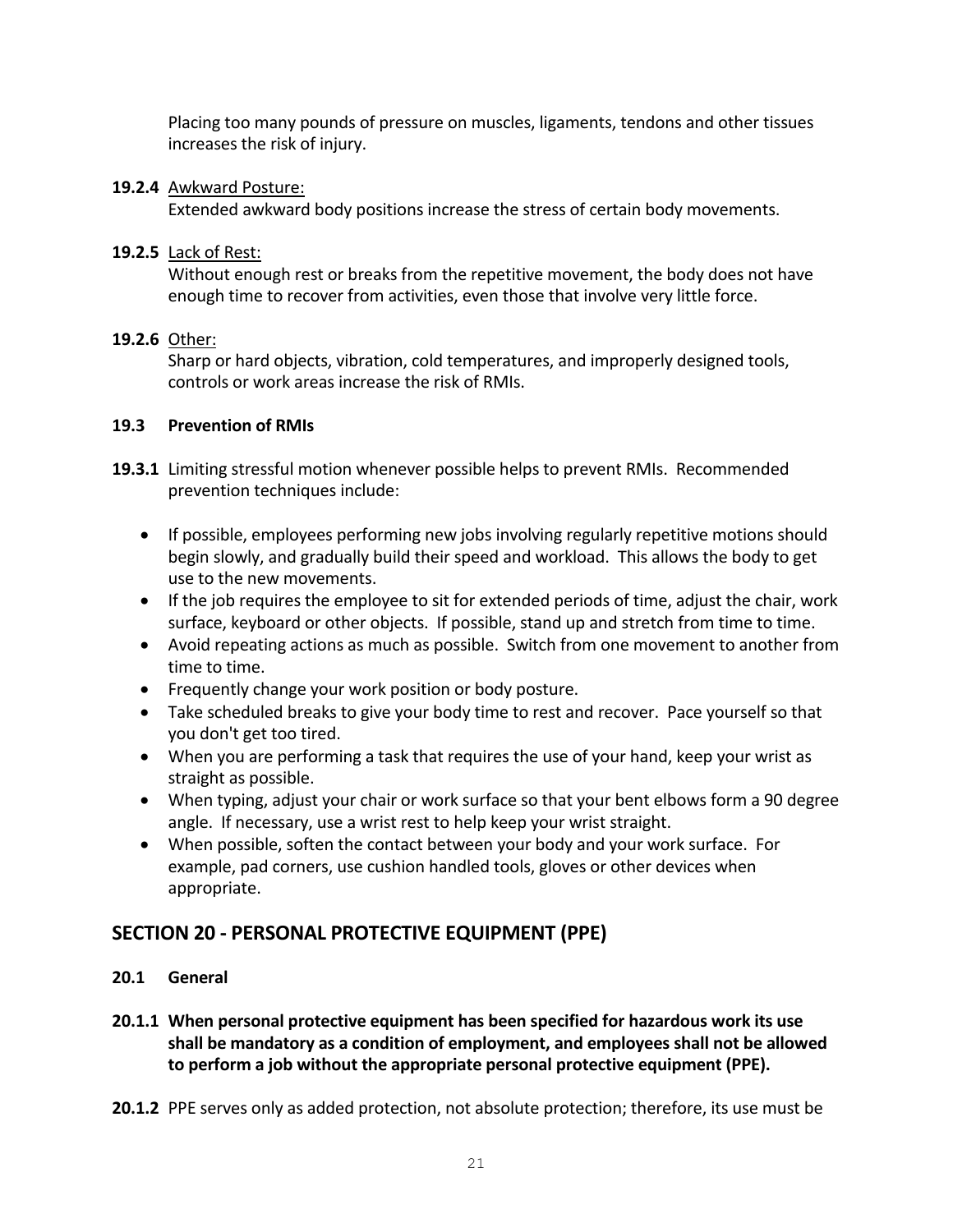Placing too many pounds of pressure on muscles, ligaments, tendons and other tissues increases the risk of injury.

**19.2.4** <u>Awkward Posture:</u>
Extended awkward body positions increase the stress of certain body movements.

**19.2.5** <u>Lack of Rest:</u>
Without enough rest or breaks from the repetitive movement, the body does not have enough time to recover from activities, even those that involve very little force.

**19.2.6** <u>Other:</u>
Sharp or hard objects, vibration, cold temperatures, and improperly designed tools, controls or work areas increase the risk of RMIs.

### 19.3 Prevention of RMIs

**19.3.1** Limiting stressful motion whenever possible helps to prevent RMIs. Recommended prevention techniques include:

- If possible, employees performing new jobs involving regularly repetitive motions should begin slowly, and gradually build their speed and workload. This allows the body to get use to the new movements.
- If the job requires the employee to sit for extended periods of time, adjust the chair, work surface, keyboard or other objects. If possible, stand up and stretch from time to time.
- Avoid repeating actions as much as possible. Switch from one movement to another from time to time.
- Frequently change your work position or body posture.
- Take scheduled breaks to give your body time to rest and recover. Pace yourself so that you don't get too tired.
- When you are performing a task that requires the use of your hand, keep your wrist as straight as possible.
- When typing, adjust your chair or work surface so that your bent elbows form a 90 degree angle. If necessary, use a wrist rest to help keep your wrist straight.
- When possible, soften the contact between your body and your work surface. For example, pad corners, use cushion handled tools, gloves or other devices when appropriate.

## SECTION 20 - PERSONAL PROTECTIVE EQUIPMENT (PPE)

### 20.1 General

**20.1.1 When personal protective equipment has been specified for hazardous work its use shall be mandatory as a condition of employment, and employees shall not be allowed to perform a job without the appropriate personal protective equipment (PPE).**

**20.1.2** PPE serves only as added protection, not absolute protection; therefore, its use must be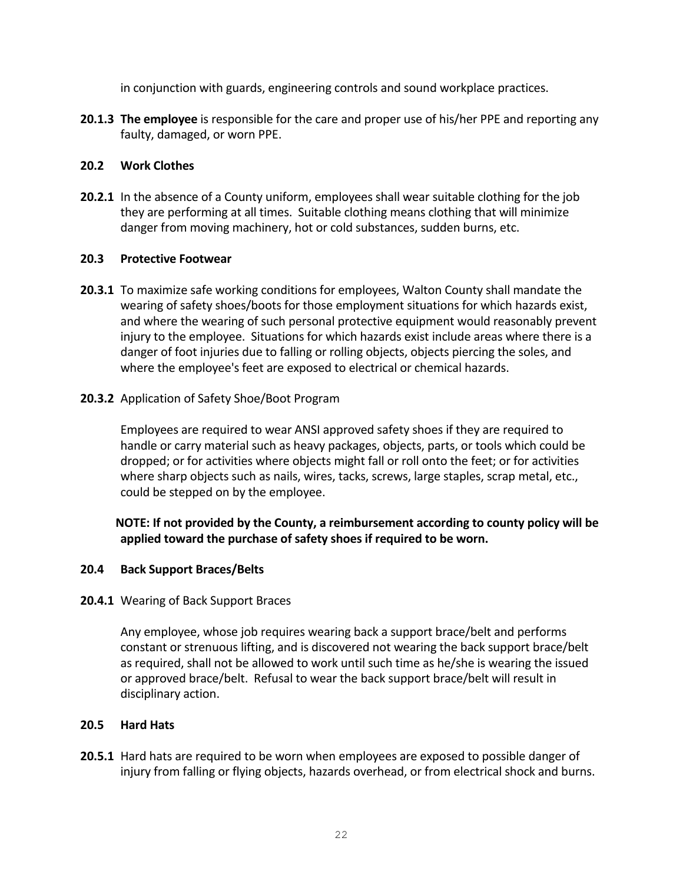in conjunction with guards, engineering controls and sound workplace practices.

**20.1.3 The employee** is responsible for the care and proper use of his/her PPE and reporting any faulty, damaged, or worn PPE.

### 20.2 Work Clothes

**20.2.1** In the absence of a County uniform, employees shall wear suitable clothing for the job they are performing at all times. Suitable clothing means clothing that will minimize danger from moving machinery, hot or cold substances, sudden burns, etc.

### 20.3 Protective Footwear

**20.3.1** To maximize safe working conditions for employees, Walton County shall mandate the wearing of safety shoes/boots for those employment situations for which hazards exist, and where the wearing of such personal protective equipment would reasonably prevent injury to the employee. Situations for which hazards exist include areas where there is a danger of foot injuries due to falling or rolling objects, objects piercing the soles, and where the employee's feet are exposed to electrical or chemical hazards.

**20.3.2** Application of Safety Shoe/Boot Program

Employees are required to wear ANSI approved safety shoes if they are required to handle or carry material such as heavy packages, objects, parts, or tools which could be dropped; or for activities where objects might fall or roll onto the feet; or for activities where sharp objects such as nails, wires, tacks, screws, large staples, scrap metal, etc., could be stepped on by the employee.

**NOTE: If not provided by the County, a reimbursement according to county policy will be applied toward the purchase of safety shoes if required to be worn.**

### 20.4 Back Support Braces/Belts

**20.4.1** Wearing of Back Support Braces

Any employee, whose job requires wearing back a support brace/belt and performs constant or strenuous lifting, and is discovered not wearing the back support brace/belt as required, shall not be allowed to work until such time as he/she is wearing the issued or approved brace/belt. Refusal to wear the back support brace/belt will result in disciplinary action.

### 20.5 Hard Hats

**20.5.1** Hard hats are required to be worn when employees are exposed to possible danger of injury from falling or flying objects, hazards overhead, or from electrical shock and burns.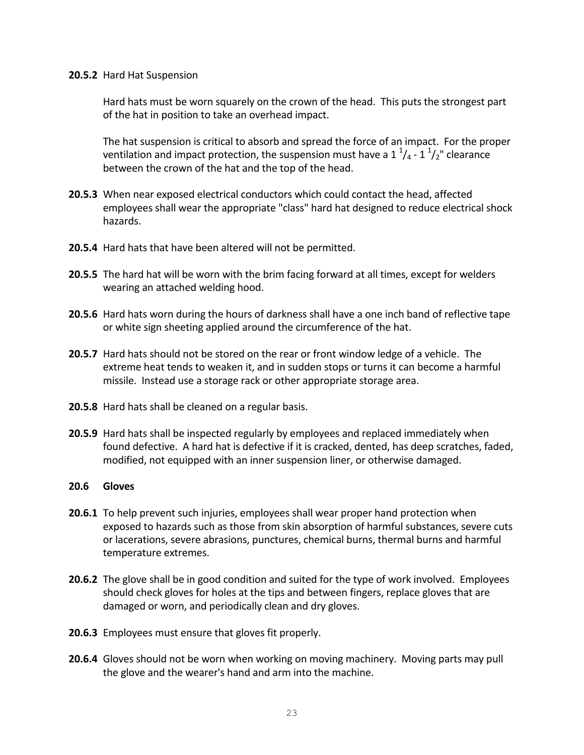**20.5.2** Hard Hat Suspension

Hard hats must be worn squarely on the crown of the head. This puts the strongest part of the hat in position to take an overhead impact.

The hat suspension is critical to absorb and spread the force of an impact. For the proper ventilation and impact protection, the suspension must have a $1\,^{1}/_{4}$ - $1\,^{1}/_{2}$" clearance between the crown of the hat and the top of the head.

**20.5.3** When near exposed electrical conductors which could contact the head, affected employees shall wear the appropriate "class" hard hat designed to reduce electrical shock hazards.

**20.5.4** Hard hats that have been altered will not be permitted.

**20.5.5** The hard hat will be worn with the brim facing forward at all times, except for welders wearing an attached welding hood.

**20.5.6** Hard hats worn during the hours of darkness shall have a one inch band of reflective tape or white sign sheeting applied around the circumference of the hat.

**20.5.7** Hard hats should not be stored on the rear or front window ledge of a vehicle. The extreme heat tends to weaken it, and in sudden stops or turns it can become a harmful missile. Instead use a storage rack or other appropriate storage area.

**20.5.8** Hard hats shall be cleaned on a regular basis.

**20.5.9** Hard hats shall be inspected regularly by employees and replaced immediately when found defective. A hard hat is defective if it is cracked, dented, has deep scratches, faded, modified, not equipped with an inner suspension liner, or otherwise damaged.

## 20.6 Gloves

**20.6.1** To help prevent such injuries, employees shall wear proper hand protection when exposed to hazards such as those from skin absorption of harmful substances, severe cuts or lacerations, severe abrasions, punctures, chemical burns, thermal burns and harmful temperature extremes.

**20.6.2** The glove shall be in good condition and suited for the type of work involved. Employees should check gloves for holes at the tips and between fingers, replace gloves that are damaged or worn, and periodically clean and dry gloves.

**20.6.3** Employees must ensure that gloves fit properly.

**20.6.4** Gloves should not be worn when working on moving machinery. Moving parts may pull the glove and the wearer's hand and arm into the machine.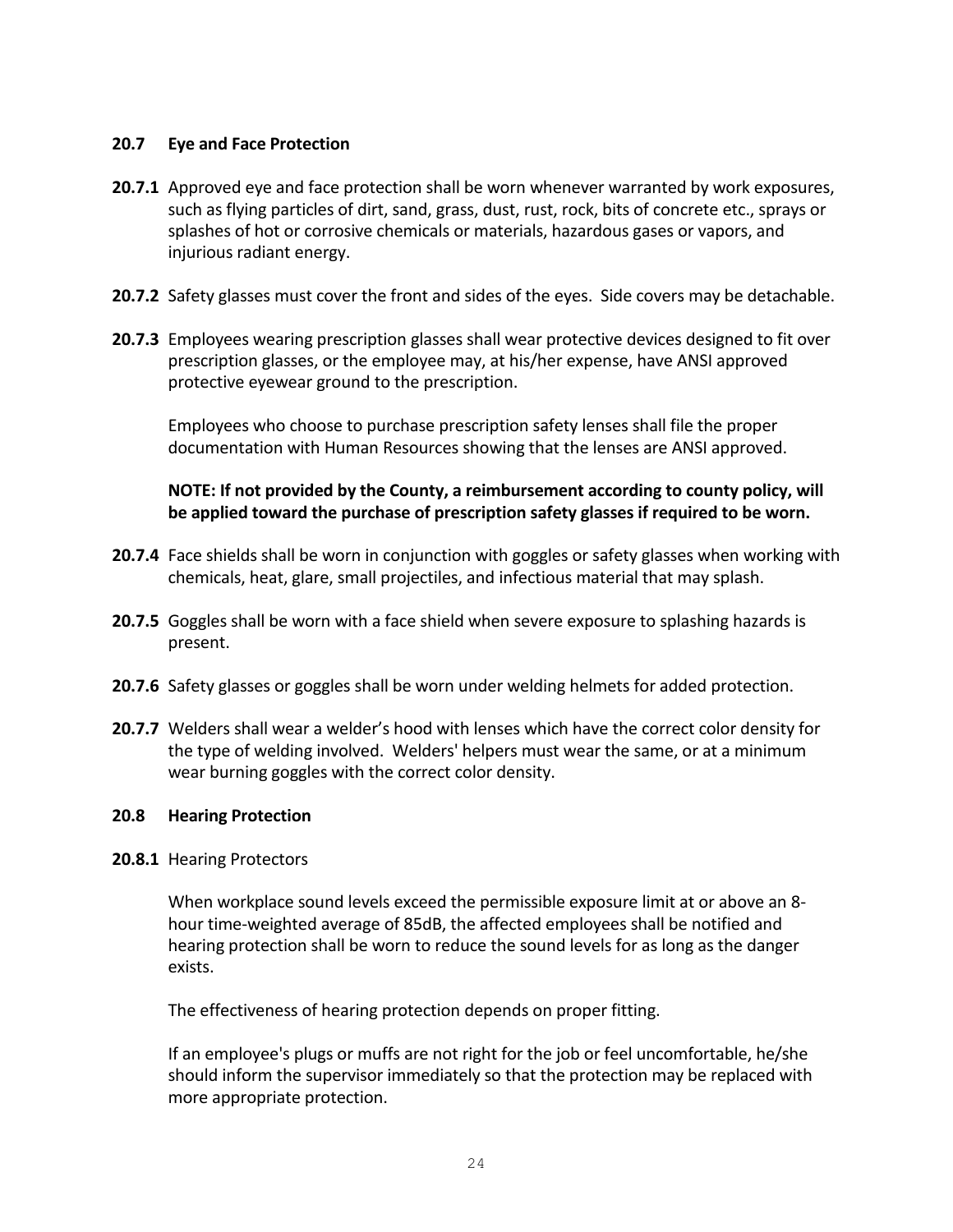### 20.7 Eye and Face Protection

**20.7.1** Approved eye and face protection shall be worn whenever warranted by work exposures, such as flying particles of dirt, sand, grass, dust, rust, rock, bits of concrete etc., sprays or splashes of hot or corrosive chemicals or materials, hazardous gases or vapors, and injurious radiant energy.

**20.7.2** Safety glasses must cover the front and sides of the eyes. Side covers may be detachable.

**20.7.3** Employees wearing prescription glasses shall wear protective devices designed to fit over prescription glasses, or the employee may, at his/her expense, have ANSI approved protective eyewear ground to the prescription.

Employees who choose to purchase prescription safety lenses shall file the proper documentation with Human Resources showing that the lenses are ANSI approved.

**NOTE: If not provided by the County, a reimbursement according to county policy, will be applied toward the purchase of prescription safety glasses if required to be worn.**

**20.7.4** Face shields shall be worn in conjunction with goggles or safety glasses when working with chemicals, heat, glare, small projectiles, and infectious material that may splash.

**20.7.5** Goggles shall be worn with a face shield when severe exposure to splashing hazards is present.

**20.7.6** Safety glasses or goggles shall be worn under welding helmets for added protection.

**20.7.7** Welders shall wear a welder's hood with lenses which have the correct color density for the type of welding involved. Welders' helpers must wear the same, or at a minimum wear burning goggles with the correct color density.

### 20.8 Hearing Protection

**20.8.1** Hearing Protectors

When workplace sound levels exceed the permissible exposure limit at or above an 8-hour time-weighted average of 85dB, the affected employees shall be notified and hearing protection shall be worn to reduce the sound levels for as long as the danger exists.

The effectiveness of hearing protection depends on proper fitting.

If an employee's plugs or muffs are not right for the job or feel uncomfortable, he/she should inform the supervisor immediately so that the protection may be replaced with more appropriate protection.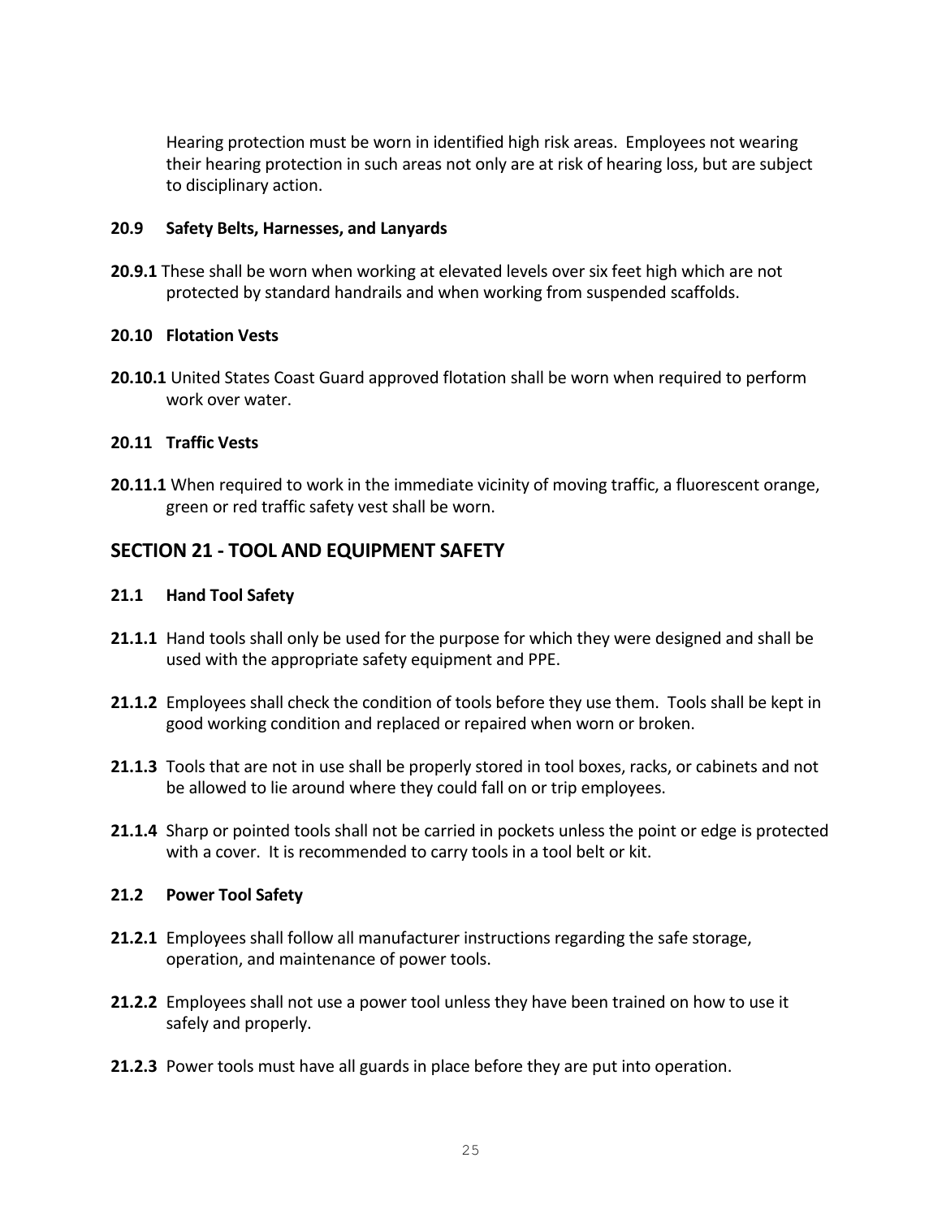Hearing protection must be worn in identified high risk areas. Employees not wearing their hearing protection in such areas not only are at risk of hearing loss, but are subject to disciplinary action.

### 20.9 Safety Belts, Harnesses, and Lanyards

**20.9.1** These shall be worn when working at elevated levels over six feet high which are not protected by standard handrails and when working from suspended scaffolds.

### 20.10 Flotation Vests

**20.10.1** United States Coast Guard approved flotation shall be worn when required to perform work over water.

### 20.11 Traffic Vests

**20.11.1** When required to work in the immediate vicinity of moving traffic, a fluorescent orange, green or red traffic safety vest shall be worn.

## SECTION 21 - TOOL AND EQUIPMENT SAFETY

### 21.1 Hand Tool Safety

**21.1.1** Hand tools shall only be used for the purpose for which they were designed and shall be used with the appropriate safety equipment and PPE.

**21.1.2** Employees shall check the condition of tools before they use them. Tools shall be kept in good working condition and replaced or repaired when worn or broken.

**21.1.3** Tools that are not in use shall be properly stored in tool boxes, racks, or cabinets and not be allowed to lie around where they could fall on or trip employees.

**21.1.4** Sharp or pointed tools shall not be carried in pockets unless the point or edge is protected with a cover. It is recommended to carry tools in a tool belt or kit.

### 21.2 Power Tool Safety

**21.2.1** Employees shall follow all manufacturer instructions regarding the safe storage, operation, and maintenance of power tools.

**21.2.2** Employees shall not use a power tool unless they have been trained on how to use it safely and properly.

**21.2.3** Power tools must have all guards in place before they are put into operation.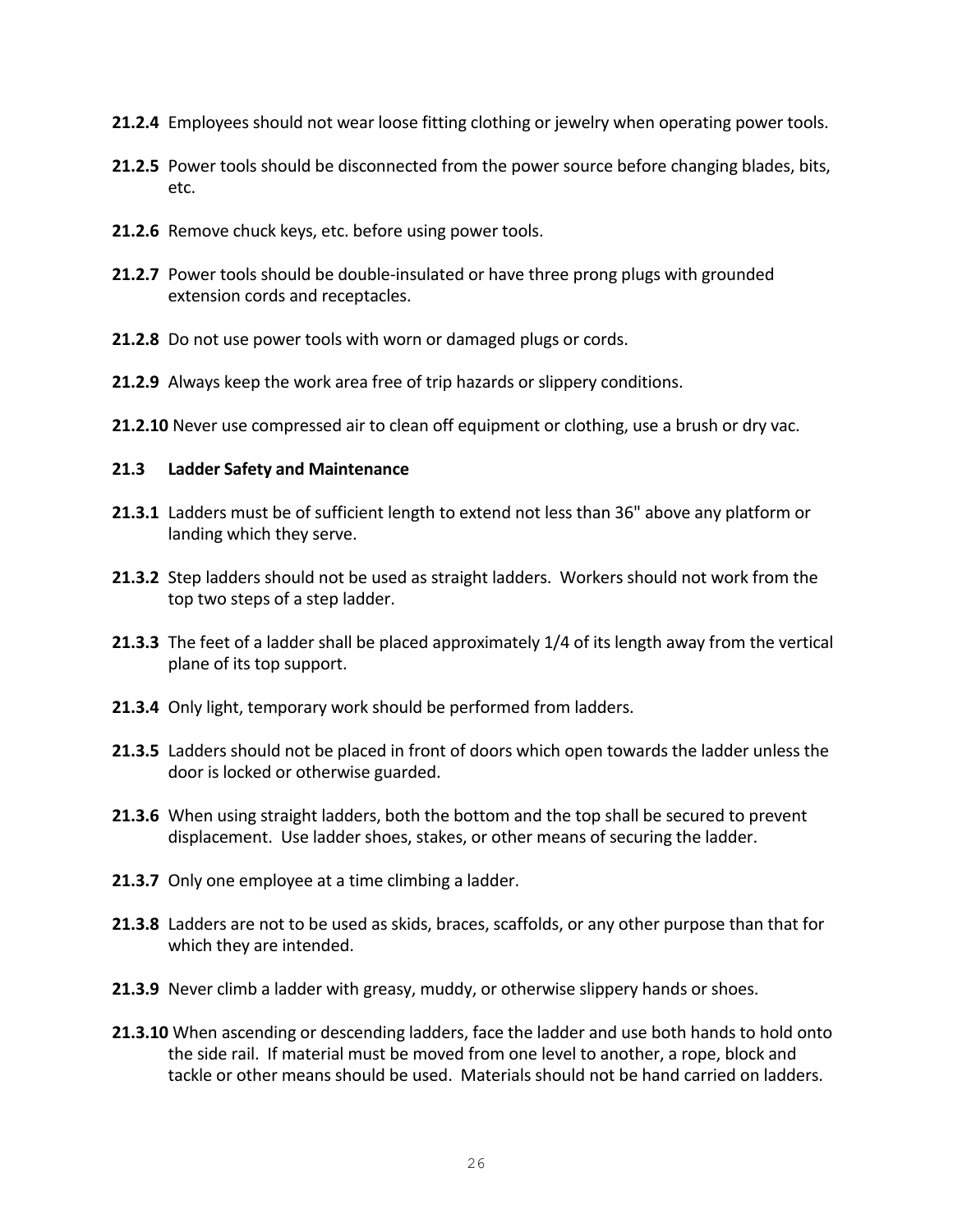**21.2.4** Employees should not wear loose fitting clothing or jewelry when operating power tools.

**21.2.5** Power tools should be disconnected from the power source before changing blades, bits, etc.

**21.2.6** Remove chuck keys, etc. before using power tools.

**21.2.7** Power tools should be double-insulated or have three prong plugs with grounded extension cords and receptacles.

**21.2.8** Do not use power tools with worn or damaged plugs or cords.

**21.2.9** Always keep the work area free of trip hazards or slippery conditions.

**21.2.10** Never use compressed air to clean off equipment or clothing, use a brush or dry vac.

## 21.3 Ladder Safety and Maintenance

**21.3.1** Ladders must be of sufficient length to extend not less than 36" above any platform or landing which they serve.

**21.3.2** Step ladders should not be used as straight ladders. Workers should not work from the top two steps of a step ladder.

**21.3.3** The feet of a ladder shall be placed approximately 1/4 of its length away from the vertical plane of its top support.

**21.3.4** Only light, temporary work should be performed from ladders.

**21.3.5** Ladders should not be placed in front of doors which open towards the ladder unless the door is locked or otherwise guarded.

**21.3.6** When using straight ladders, both the bottom and the top shall be secured to prevent displacement. Use ladder shoes, stakes, or other means of securing the ladder.

**21.3.7** Only one employee at a time climbing a ladder.

**21.3.8** Ladders are not to be used as skids, braces, scaffolds, or any other purpose than that for which they are intended.

**21.3.9** Never climb a ladder with greasy, muddy, or otherwise slippery hands or shoes.

**21.3.10** When ascending or descending ladders, face the ladder and use both hands to hold onto the side rail. If material must be moved from one level to another, a rope, block and tackle or other means should be used. Materials should not be hand carried on ladders.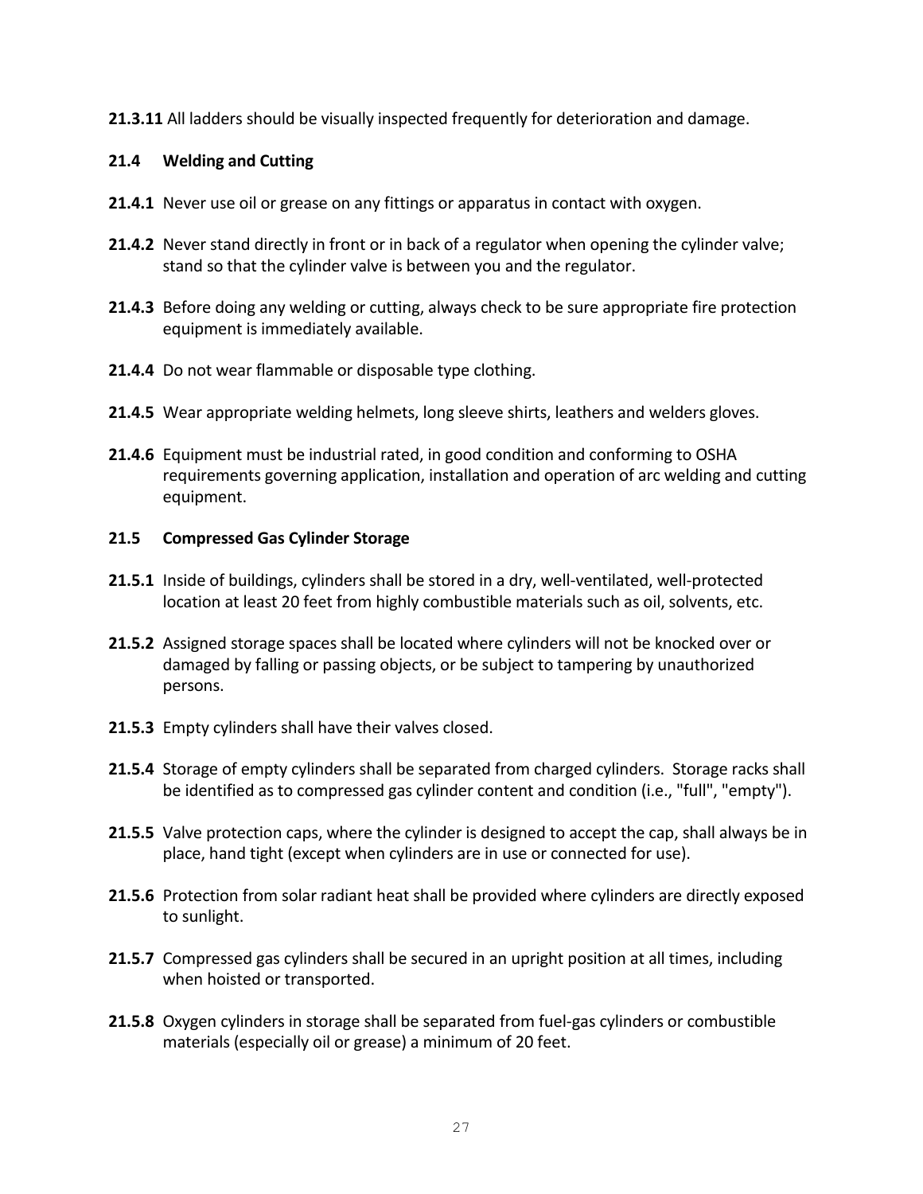**21.3.11** All ladders should be visually inspected frequently for deterioration and damage.

### 21.4 Welding and Cutting

**21.4.1** Never use oil or grease on any fittings or apparatus in contact with oxygen.

**21.4.2** Never stand directly in front or in back of a regulator when opening the cylinder valve; stand so that the cylinder valve is between you and the regulator.

**21.4.3** Before doing any welding or cutting, always check to be sure appropriate fire protection equipment is immediately available.

**21.4.4** Do not wear flammable or disposable type clothing.

**21.4.5** Wear appropriate welding helmets, long sleeve shirts, leathers and welders gloves.

**21.4.6** Equipment must be industrial rated, in good condition and conforming to OSHA requirements governing application, installation and operation of arc welding and cutting equipment.

### 21.5 Compressed Gas Cylinder Storage

**21.5.1** Inside of buildings, cylinders shall be stored in a dry, well-ventilated, well-protected location at least 20 feet from highly combustible materials such as oil, solvents, etc.

**21.5.2** Assigned storage spaces shall be located where cylinders will not be knocked over or damaged by falling or passing objects, or be subject to tampering by unauthorized persons.

**21.5.3** Empty cylinders shall have their valves closed.

**21.5.4** Storage of empty cylinders shall be separated from charged cylinders. Storage racks shall be identified as to compressed gas cylinder content and condition (i.e., "full", "empty").

**21.5.5** Valve protection caps, where the cylinder is designed to accept the cap, shall always be in place, hand tight (except when cylinders are in use or connected for use).

**21.5.6** Protection from solar radiant heat shall be provided where cylinders are directly exposed to sunlight.

**21.5.7** Compressed gas cylinders shall be secured in an upright position at all times, including when hoisted or transported.

**21.5.8** Oxygen cylinders in storage shall be separated from fuel-gas cylinders or combustible materials (especially oil or grease) a minimum of 20 feet.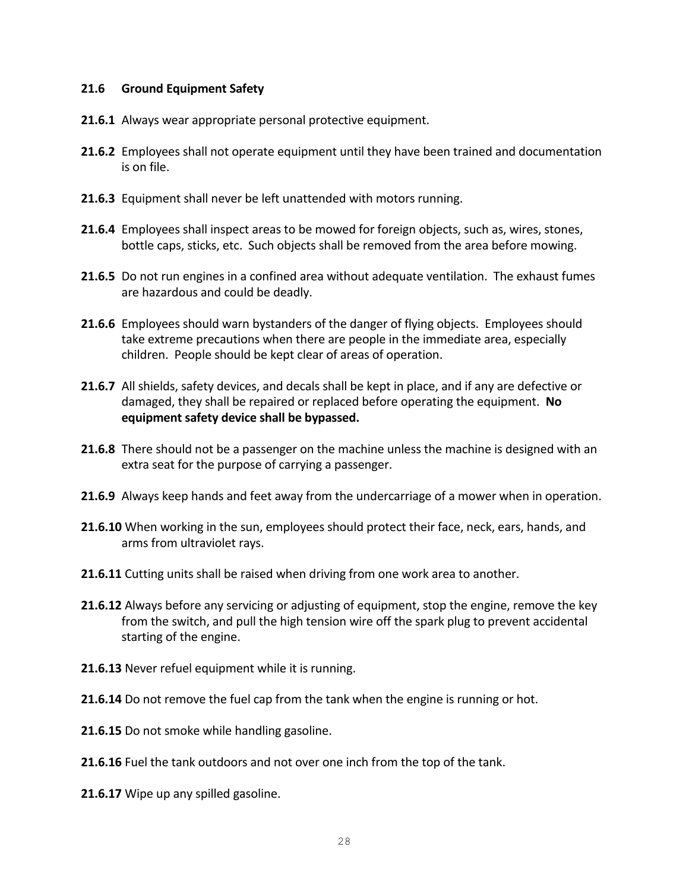### 21.6 Ground Equipment Safety

**21.6.1** Always wear appropriate personal protective equipment.

**21.6.2** Employees shall not operate equipment until they have been trained and documentation is on file.

**21.6.3** Equipment shall never be left unattended with motors running.

**21.6.4** Employees shall inspect areas to be mowed for foreign objects, such as, wires, stones, bottle caps, sticks, etc. Such objects shall be removed from the area before mowing.

**21.6.5** Do not run engines in a confined area without adequate ventilation. The exhaust fumes are hazardous and could be deadly.

**21.6.6** Employees should warn bystanders of the danger of flying objects. Employees should take extreme precautions when there are people in the immediate area, especially children. People should be kept clear of areas of operation.

**21.6.7** All shields, safety devices, and decals shall be kept in place, and if any are defective or damaged, they shall be repaired or replaced before operating the equipment. **No equipment safety device shall be bypassed.**

**21.6.8** There should not be a passenger on the machine unless the machine is designed with an extra seat for the purpose of carrying a passenger.

**21.6.9** Always keep hands and feet away from the undercarriage of a mower when in operation.

**21.6.10** When working in the sun, employees should protect their face, neck, ears, hands, and arms from ultraviolet rays.

**21.6.11** Cutting units shall be raised when driving from one work area to another.

**21.6.12** Always before any servicing or adjusting of equipment, stop the engine, remove the key from the switch, and pull the high tension wire off the spark plug to prevent accidental starting of the engine.

**21.6.13** Never refuel equipment while it is running.

**21.6.14** Do not remove the fuel cap from the tank when the engine is running or hot.

**21.6.15** Do not smoke while handling gasoline.

**21.6.16** Fuel the tank outdoors and not over one inch from the top of the tank.

**21.6.17** Wipe up any spilled gasoline.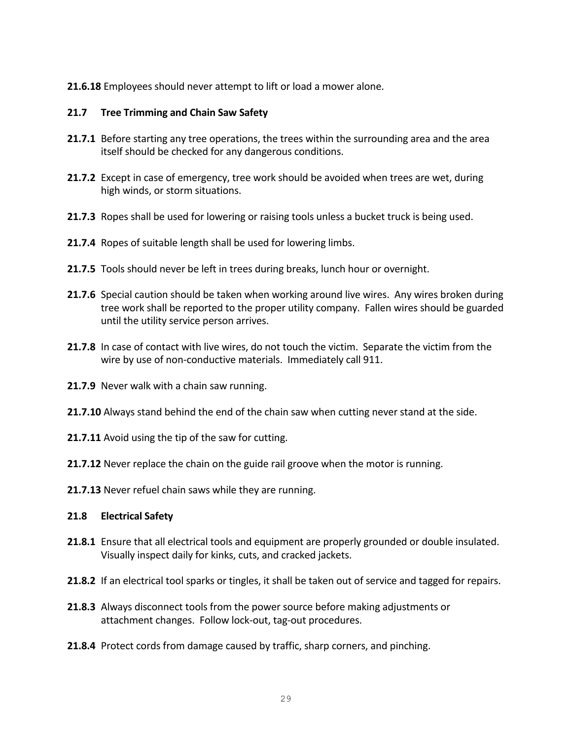**21.6.18** Employees should never attempt to lift or load a mower alone.

**21.7 Tree Trimming and Chain Saw Safety**

**21.7.1** Before starting any tree operations, the trees within the surrounding area and the area itself should be checked for any dangerous conditions.

**21.7.2** Except in case of emergency, tree work should be avoided when trees are wet, during high winds, or storm situations.

**21.7.3** Ropes shall be used for lowering or raising tools unless a bucket truck is being used.

**21.7.4** Ropes of suitable length shall be used for lowering limbs.

**21.7.5** Tools should never be left in trees during breaks, lunch hour or overnight.

**21.7.6** Special caution should be taken when working around live wires. Any wires broken during tree work shall be reported to the proper utility company. Fallen wires should be guarded until the utility service person arrives.

**21.7.8** In case of contact with live wires, do not touch the victim. Separate the victim from the wire by use of non-conductive materials. Immediately call 911.

**21.7.9** Never walk with a chain saw running.

**21.7.10** Always stand behind the end of the chain saw when cutting never stand at the side.

**21.7.11** Avoid using the tip of the saw for cutting.

**21.7.12** Never replace the chain on the guide rail groove when the motor is running.

**21.7.13** Never refuel chain saws while they are running.

**21.8 Electrical Safety**

**21.8.1** Ensure that all electrical tools and equipment are properly grounded or double insulated. Visually inspect daily for kinks, cuts, and cracked jackets.

**21.8.2** If an electrical tool sparks or tingles, it shall be taken out of service and tagged for repairs.

**21.8.3** Always disconnect tools from the power source before making adjustments or attachment changes. Follow lock-out, tag-out procedures.

**21.8.4** Protect cords from damage caused by traffic, sharp corners, and pinching.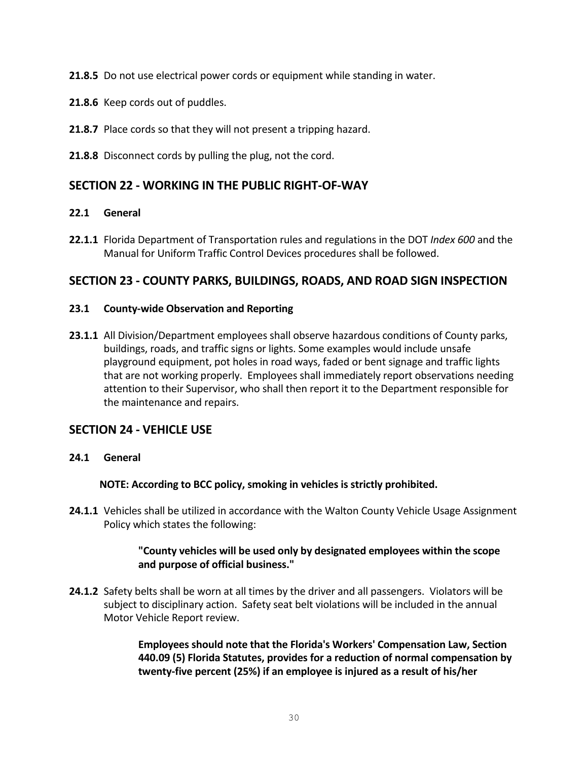**21.8.5** Do not use electrical power cords or equipment while standing in water.

**21.8.6** Keep cords out of puddles.

**21.8.7** Place cords so that they will not present a tripping hazard.

**21.8.8** Disconnect cords by pulling the plug, not the cord.

## SECTION 22 - WORKING IN THE PUBLIC RIGHT-OF-WAY

### 22.1 General

**22.1.1** Florida Department of Transportation rules and regulations in the DOT *Index 600* and the Manual for Uniform Traffic Control Devices procedures shall be followed.

## SECTION 23 - COUNTY PARKS, BUILDINGS, ROADS, AND ROAD SIGN INSPECTION

### 23.1 County-wide Observation and Reporting

**23.1.1** All Division/Department employees shall observe hazardous conditions of County parks, buildings, roads, and traffic signs or lights. Some examples would include unsafe playground equipment, pot holes in road ways, faded or bent signage and traffic lights that are not working properly. Employees shall immediately report observations needing attention to their Supervisor, who shall then report it to the Department responsible for the maintenance and repairs.

## SECTION 24 - VEHICLE USE

### 24.1 General

**NOTE: According to BCC policy, smoking in vehicles is strictly prohibited.**

**24.1.1** Vehicles shall be utilized in accordance with the Walton County Vehicle Usage Assignment Policy which states the following:

> **"County vehicles will be used only by designated employees within the scope and purpose of official business."**

**24.1.2** Safety belts shall be worn at all times by the driver and all passengers. Violators will be subject to disciplinary action. Safety seat belt violations will be included in the annual Motor Vehicle Report review.

> **Employees should note that the Florida's Workers' Compensation Law, Section 440.09 (5) Florida Statutes, provides for a reduction of normal compensation by twenty-five percent (25%) if an employee is injured as a result of his/her**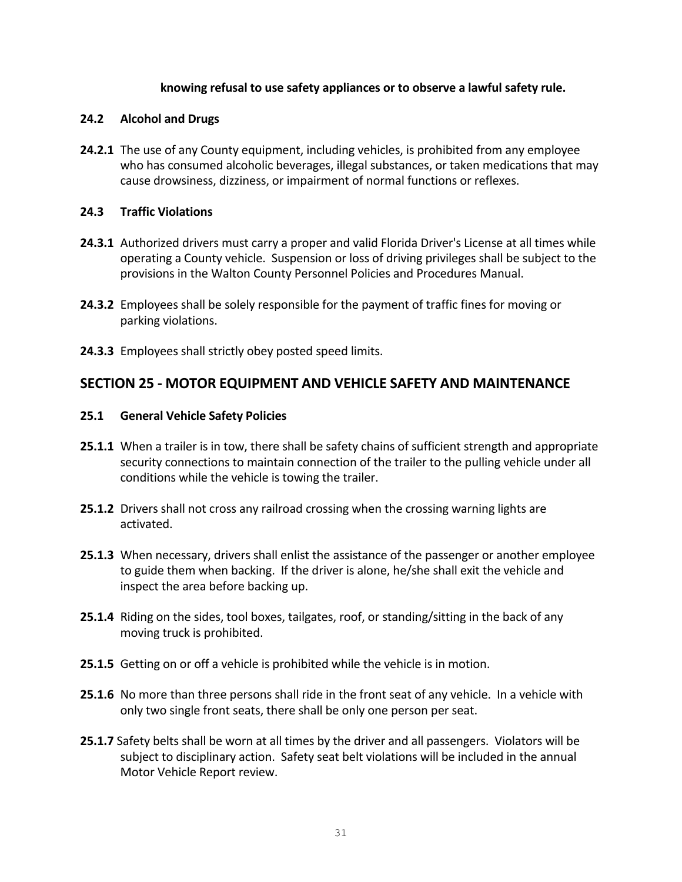**knowing refusal to use safety appliances or to observe a lawful safety rule.**

### 24.2 Alcohol and Drugs

**24.2.1** The use of any County equipment, including vehicles, is prohibited from any employee who has consumed alcoholic beverages, illegal substances, or taken medications that may cause drowsiness, dizziness, or impairment of normal functions or reflexes.

### 24.3 Traffic Violations

**24.3.1** Authorized drivers must carry a proper and valid Florida Driver's License at all times while operating a County vehicle. Suspension or loss of driving privileges shall be subject to the provisions in the Walton County Personnel Policies and Procedures Manual.

**24.3.2** Employees shall be solely responsible for the payment of traffic fines for moving or parking violations.

**24.3.3** Employees shall strictly obey posted speed limits.

## SECTION 25 - MOTOR EQUIPMENT AND VEHICLE SAFETY AND MAINTENANCE

### 25.1 General Vehicle Safety Policies

**25.1.1** When a trailer is in tow, there shall be safety chains of sufficient strength and appropriate security connections to maintain connection of the trailer to the pulling vehicle under all conditions while the vehicle is towing the trailer.

**25.1.2** Drivers shall not cross any railroad crossing when the crossing warning lights are activated.

**25.1.3** When necessary, drivers shall enlist the assistance of the passenger or another employee to guide them when backing. If the driver is alone, he/she shall exit the vehicle and inspect the area before backing up.

**25.1.4** Riding on the sides, tool boxes, tailgates, roof, or standing/sitting in the back of any moving truck is prohibited.

**25.1.5** Getting on or off a vehicle is prohibited while the vehicle is in motion.

**25.1.6** No more than three persons shall ride in the front seat of any vehicle. In a vehicle with only two single front seats, there shall be only one person per seat.

**25.1.7** Safety belts shall be worn at all times by the driver and all passengers. Violators will be subject to disciplinary action. Safety seat belt violations will be included in the annual Motor Vehicle Report review.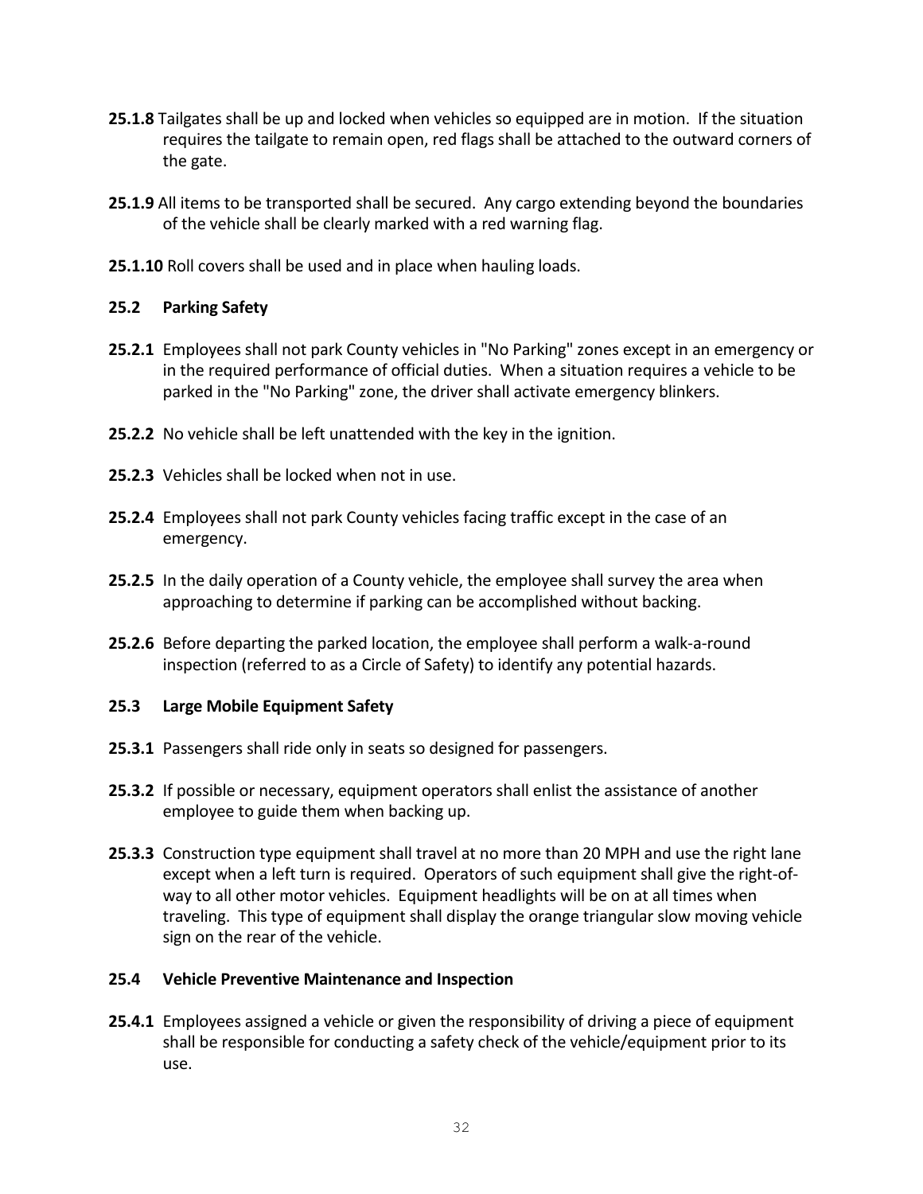**25.1.8** Tailgates shall be up and locked when vehicles so equipped are in motion. If the situation requires the tailgate to remain open, red flags shall be attached to the outward corners of the gate.

**25.1.9** All items to be transported shall be secured. Any cargo extending beyond the boundaries of the vehicle shall be clearly marked with a red warning flag.

**25.1.10** Roll covers shall be used and in place when hauling loads.

### 25.2 Parking Safety

**25.2.1** Employees shall not park County vehicles in "No Parking" zones except in an emergency or in the required performance of official duties. When a situation requires a vehicle to be parked in the "No Parking" zone, the driver shall activate emergency blinkers.

**25.2.2** No vehicle shall be left unattended with the key in the ignition.

**25.2.3** Vehicles shall be locked when not in use.

**25.2.4** Employees shall not park County vehicles facing traffic except in the case of an emergency.

**25.2.5** In the daily operation of a County vehicle, the employee shall survey the area when approaching to determine if parking can be accomplished without backing.

**25.2.6** Before departing the parked location, the employee shall perform a walk-a-round inspection (referred to as a Circle of Safety) to identify any potential hazards.

### 25.3 Large Mobile Equipment Safety

**25.3.1** Passengers shall ride only in seats so designed for passengers.

**25.3.2** If possible or necessary, equipment operators shall enlist the assistance of another employee to guide them when backing up.

**25.3.3** Construction type equipment shall travel at no more than 20 MPH and use the right lane except when a left turn is required. Operators of such equipment shall give the right-of-way to all other motor vehicles. Equipment headlights will be on at all times when traveling. This type of equipment shall display the orange triangular slow moving vehicle sign on the rear of the vehicle.

### 25.4 Vehicle Preventive Maintenance and Inspection

**25.4.1** Employees assigned a vehicle or given the responsibility of driving a piece of equipment shall be responsible for conducting a safety check of the vehicle/equipment prior to its use.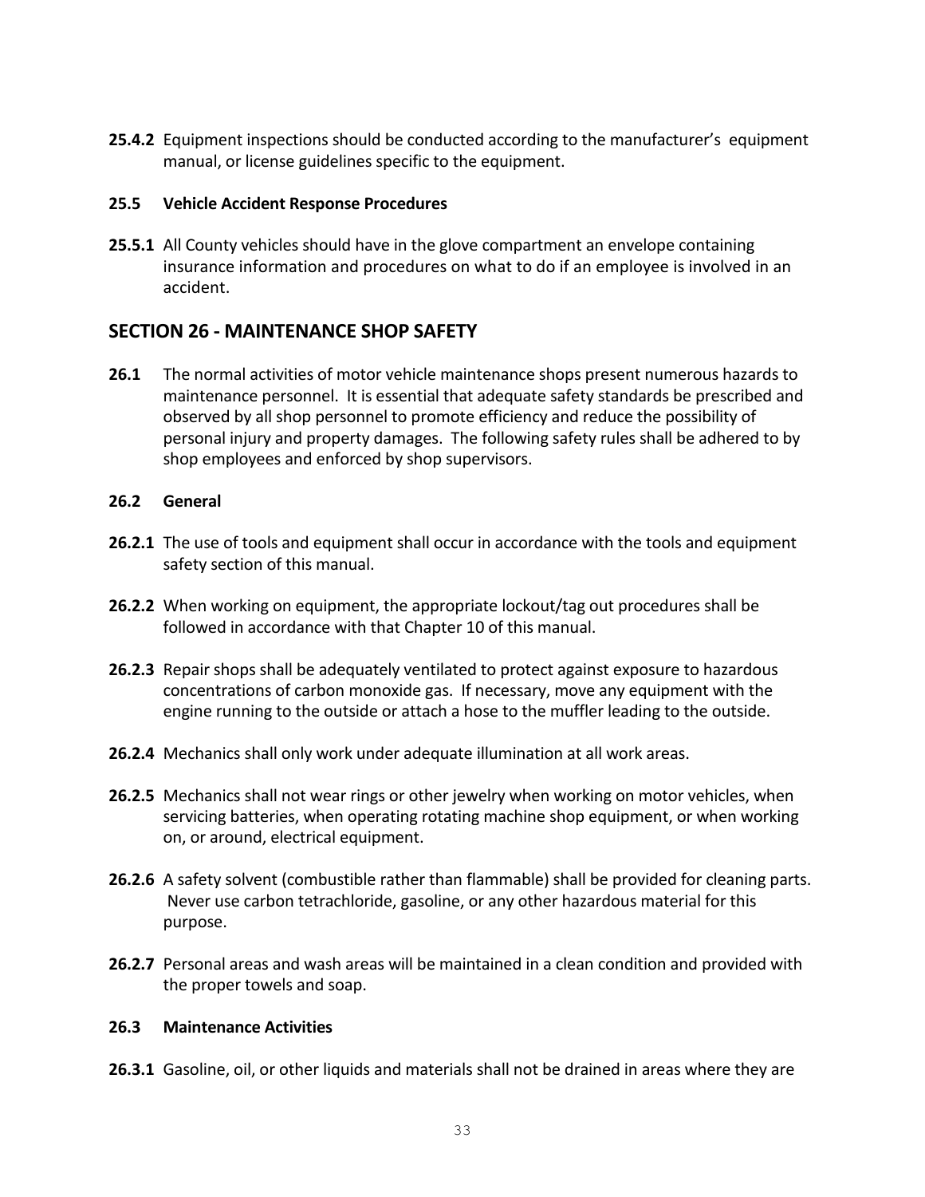**25.4.2** Equipment inspections should be conducted according to the manufacturer's equipment manual, or license guidelines specific to the equipment.

**25.5 Vehicle Accident Response Procedures**

**25.5.1** All County vehicles should have in the glove compartment an envelope containing insurance information and procedures on what to do if an employee is involved in an accident.

## SECTION 26 - MAINTENANCE SHOP SAFETY

**26.1** The normal activities of motor vehicle maintenance shops present numerous hazards to maintenance personnel. It is essential that adequate safety standards be prescribed and observed by all shop personnel to promote efficiency and reduce the possibility of personal injury and property damages. The following safety rules shall be adhered to by shop employees and enforced by shop supervisors.

**26.2 General**

**26.2.1** The use of tools and equipment shall occur in accordance with the tools and equipment safety section of this manual.

**26.2.2** When working on equipment, the appropriate lockout/tag out procedures shall be followed in accordance with that Chapter 10 of this manual.

**26.2.3** Repair shops shall be adequately ventilated to protect against exposure to hazardous concentrations of carbon monoxide gas. If necessary, move any equipment with the engine running to the outside or attach a hose to the muffler leading to the outside.

**26.2.4** Mechanics shall only work under adequate illumination at all work areas.

**26.2.5** Mechanics shall not wear rings or other jewelry when working on motor vehicles, when servicing batteries, when operating rotating machine shop equipment, or when working on, or around, electrical equipment.

**26.2.6** A safety solvent (combustible rather than flammable) shall be provided for cleaning parts. Never use carbon tetrachloride, gasoline, or any other hazardous material for this purpose.

**26.2.7** Personal areas and wash areas will be maintained in a clean condition and provided with the proper towels and soap.

**26.3 Maintenance Activities**

**26.3.1** Gasoline, oil, or other liquids and materials shall not be drained in areas where they are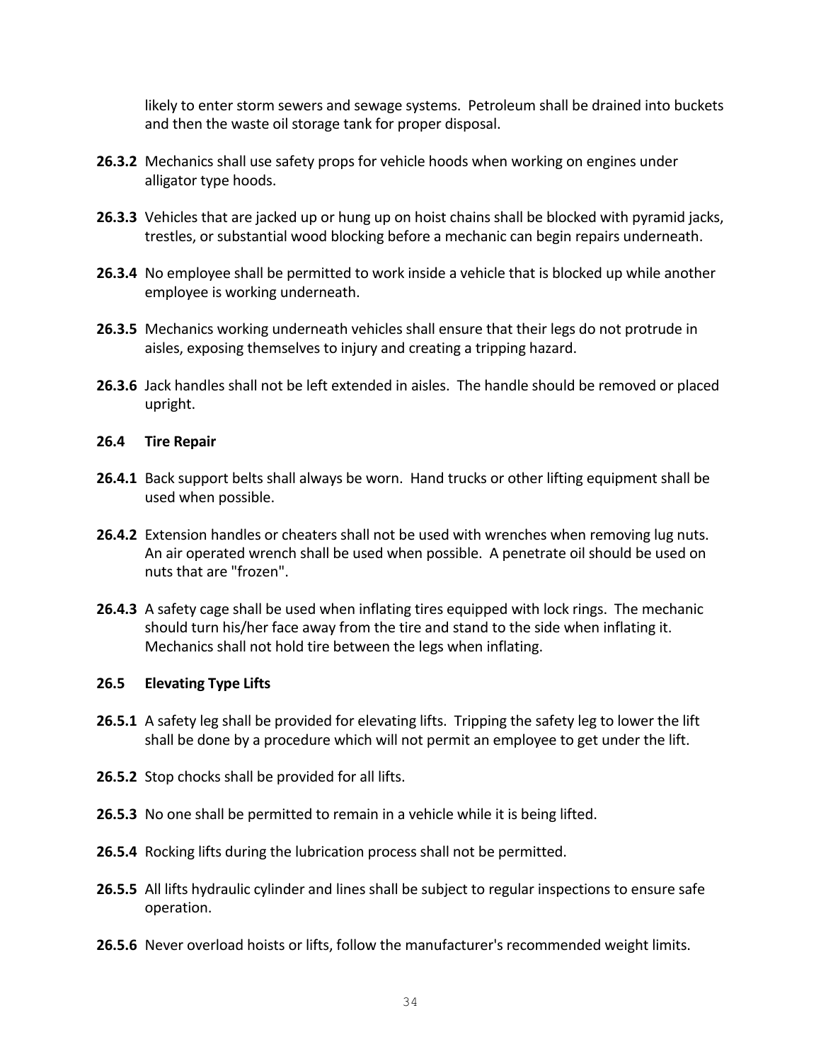likely to enter storm sewers and sewage systems. Petroleum shall be drained into buckets and then the waste oil storage tank for proper disposal.

**26.3.2** Mechanics shall use safety props for vehicle hoods when working on engines under alligator type hoods.

**26.3.3** Vehicles that are jacked up or hung up on hoist chains shall be blocked with pyramid jacks, trestles, or substantial wood blocking before a mechanic can begin repairs underneath.

**26.3.4** No employee shall be permitted to work inside a vehicle that is blocked up while another employee is working underneath.

**26.3.5** Mechanics working underneath vehicles shall ensure that their legs do not protrude in aisles, exposing themselves to injury and creating a tripping hazard.

**26.3.6** Jack handles shall not be left extended in aisles. The handle should be removed or placed upright.

**26.4 Tire Repair**

**26.4.1** Back support belts shall always be worn. Hand trucks or other lifting equipment shall be used when possible.

**26.4.2** Extension handles or cheaters shall not be used with wrenches when removing lug nuts. An air operated wrench shall be used when possible. A penetrate oil should be used on nuts that are "frozen".

**26.4.3** A safety cage shall be used when inflating tires equipped with lock rings. The mechanic should turn his/her face away from the tire and stand to the side when inflating it. Mechanics shall not hold tire between the legs when inflating.

**26.5 Elevating Type Lifts**

**26.5.1** A safety leg shall be provided for elevating lifts. Tripping the safety leg to lower the lift shall be done by a procedure which will not permit an employee to get under the lift.

**26.5.2** Stop chocks shall be provided for all lifts.

**26.5.3** No one shall be permitted to remain in a vehicle while it is being lifted.

**26.5.4** Rocking lifts during the lubrication process shall not be permitted.

**26.5.5** All lifts hydraulic cylinder and lines shall be subject to regular inspections to ensure safe operation.

**26.5.6** Never overload hoists or lifts, follow the manufacturer's recommended weight limits.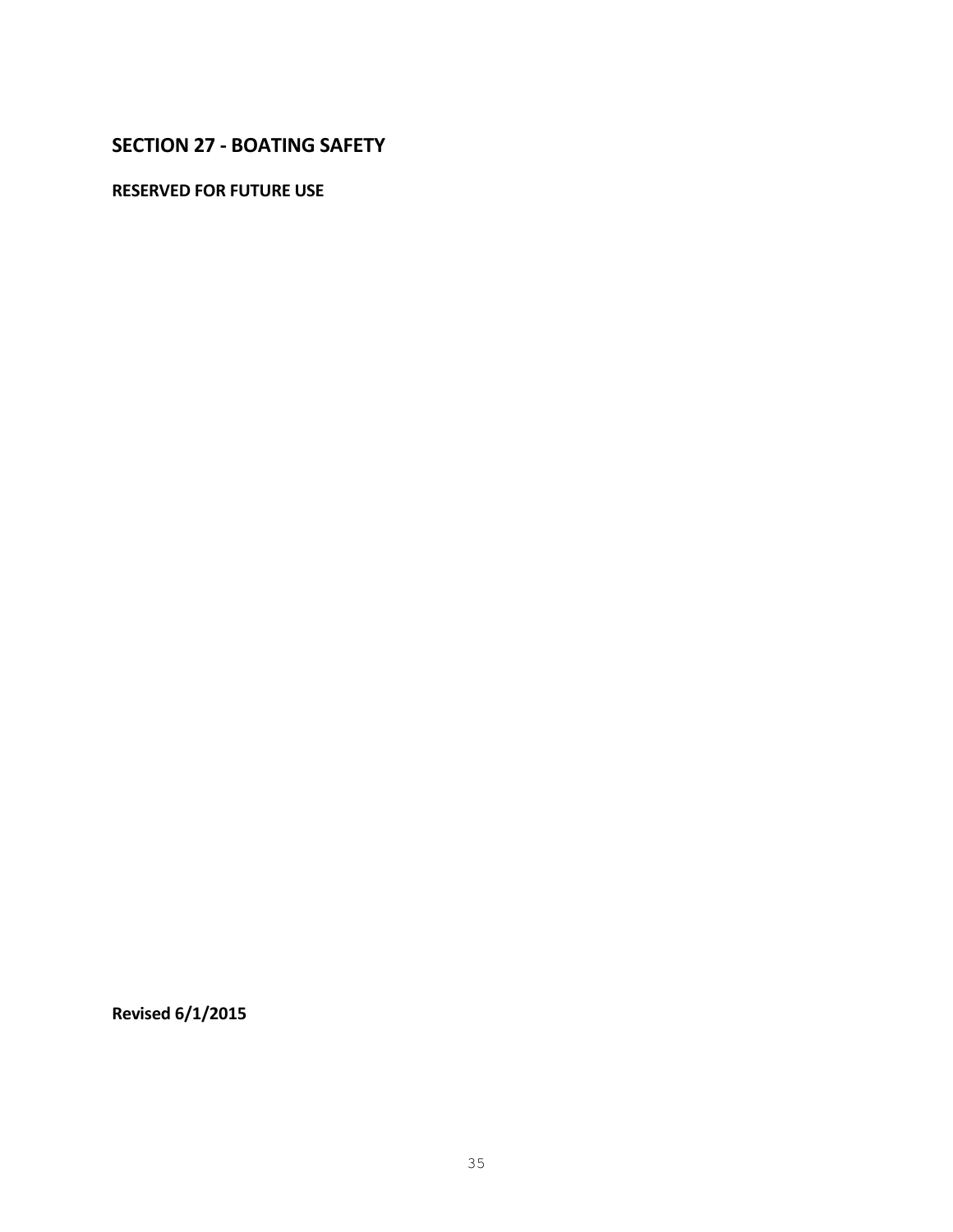## SECTION 27 - BOATING SAFETY

**RESERVED FOR FUTURE USE**

**Revised 6/1/2015**